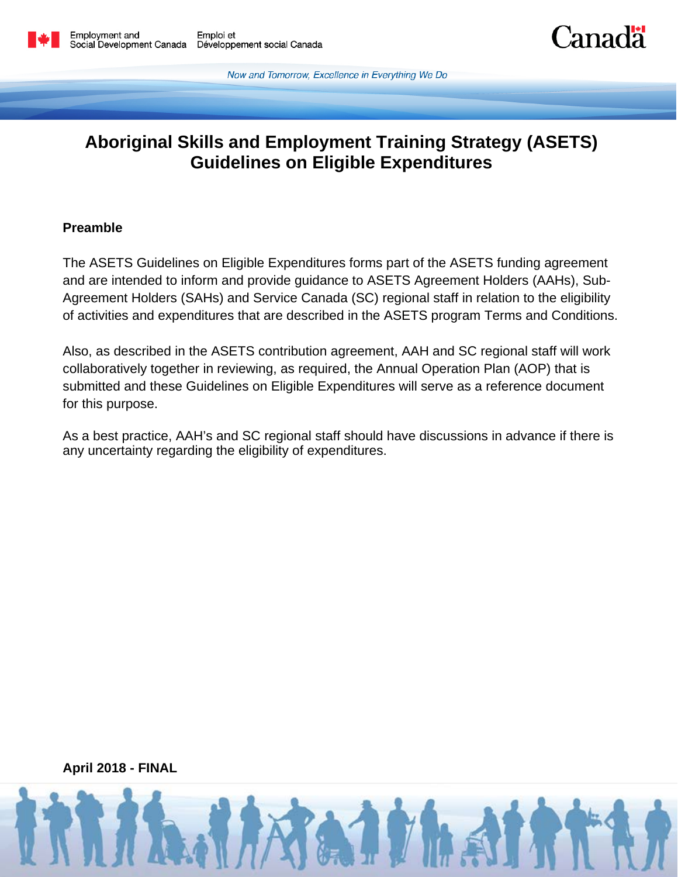Employment and Social Development Canada / Emploi et Développement social Canada

*Now and Tomorrow, Excellence in Everything We Do*

# Aboriginal Skills and Employment Training Strategy (ASETS) Guidelines on Eligible Expenditures

**Preamble**

The ASETS Guidelines on Eligible Expenditures forms part of the ASETS funding agreement and are intended to inform and provide guidance to ASETS Agreement Holders (AAHs), Sub-Agreement Holders (SAHs) and Service Canada (SC) regional staff in relation to the eligibility of activities and expenditures that are described in the ASETS program Terms and Conditions.

Also, as described in the ASETS contribution agreement, AAH and SC regional staff will work collaboratively together in reviewing, as required, the Annual Operation Plan (AOP) that is submitted and these Guidelines on Eligible Expenditures will serve as a reference document for this purpose.

As a best practice, AAH's and SC regional staff should have discussions in advance if there is any uncertainty regarding the eligibility of expenditures.

**April 2018 - FINAL**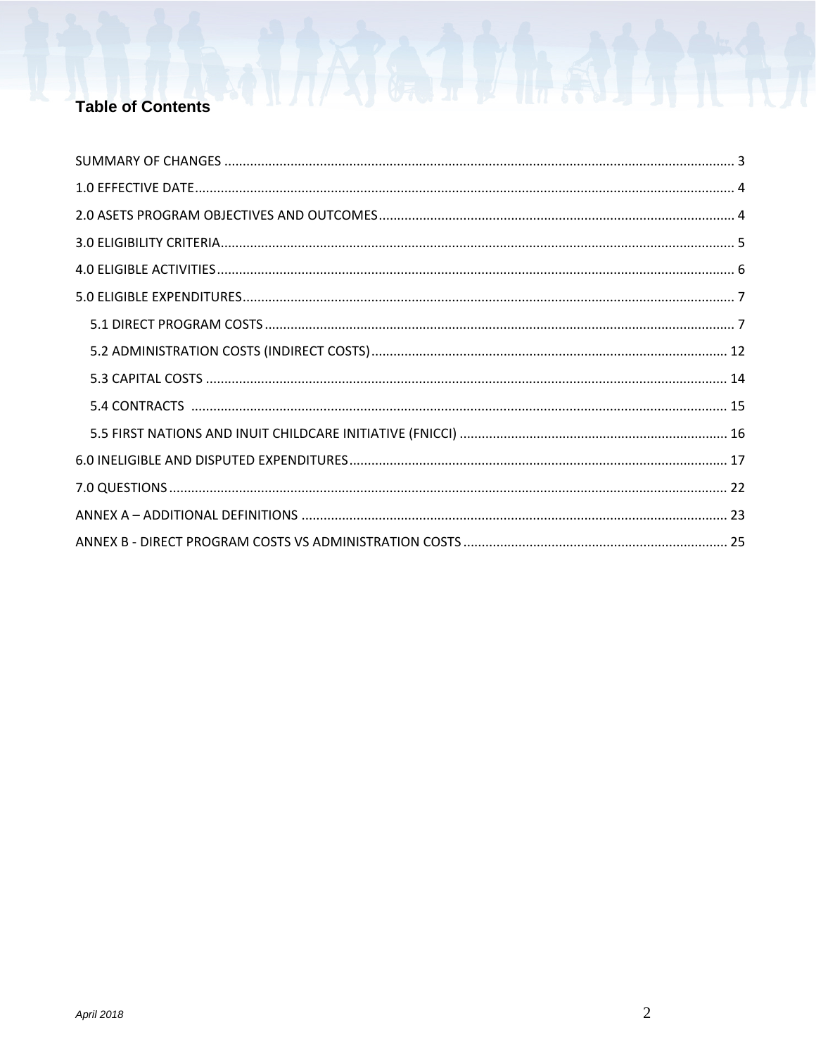## Table of Contents

- SUMMARY OF CHANGES ..... 3
- 1.0 EFFECTIVE DATE ..... 4
- 2.0 ASETS PROGRAM OBJECTIVES AND OUTCOMES ..... 4
- 3.0 ELIGIBILITY CRITERIA ..... 5
- 4.0 ELIGIBLE ACTIVITIES ..... 6
- 5.0 ELIGIBLE EXPENDITURES ..... 7
  - 5.1 DIRECT PROGRAM COSTS ..... 7
  - 5.2 ADMINISTRATION COSTS (INDIRECT COSTS) ..... 12
  - 5.3 CAPITAL COSTS ..... 14
  - 5.4 CONTRACTS ..... 15
  - 5.5 FIRST NATIONS AND INUIT CHILDCARE INITIATIVE (FNICCI) ..... 16
- 6.0 INELIGIBLE AND DISPUTED EXPENDITURES ..... 17
- 7.0 QUESTIONS ..... 22
- ANNEX A – ADDITIONAL DEFINITIONS ..... 23
- ANNEX B - DIRECT PROGRAM COSTS VS ADMINISTRATION COSTS ..... 25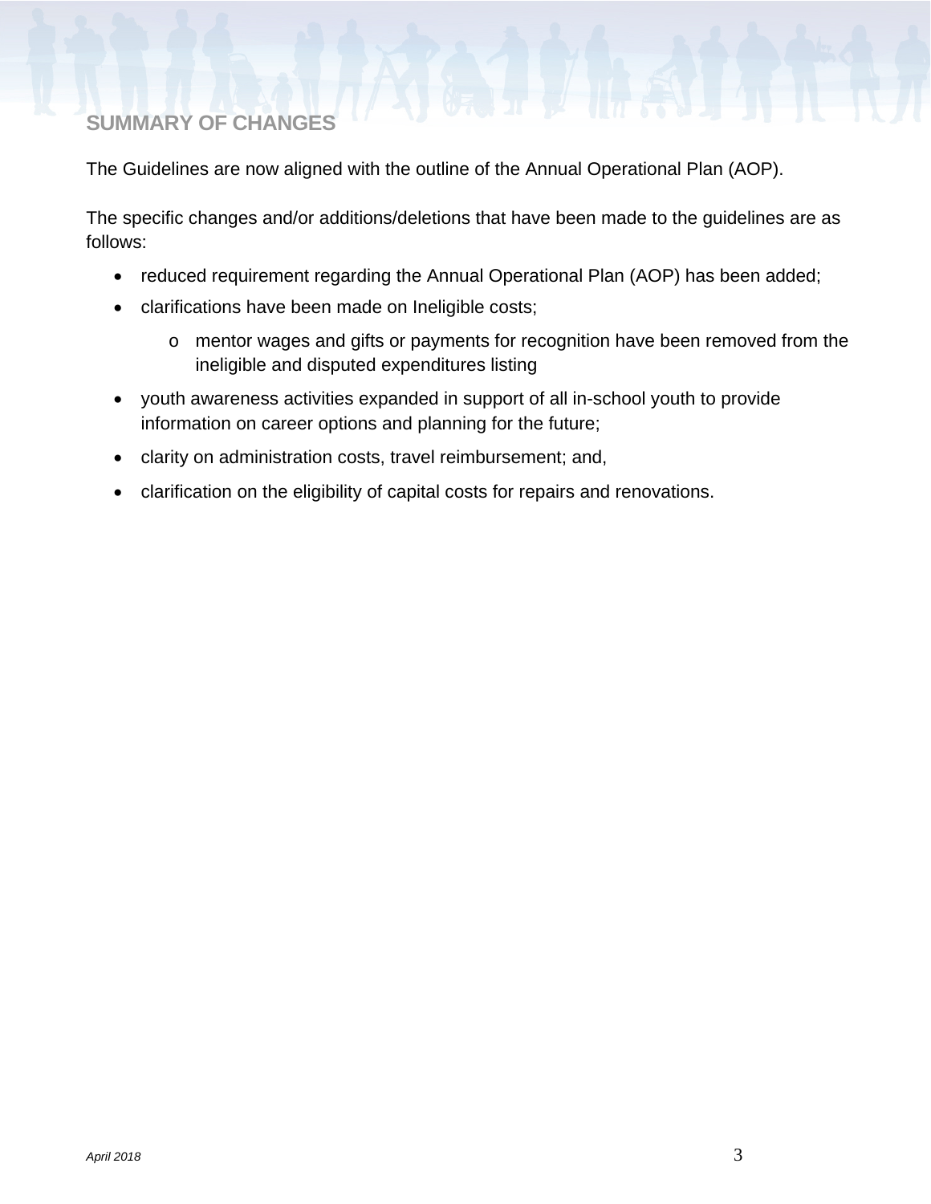## SUMMARY OF CHANGES

The Guidelines are now aligned with the outline of the Annual Operational Plan (AOP).

The specific changes and/or additions/deletions that have been made to the guidelines are as follows:

- reduced requirement regarding the Annual Operational Plan (AOP) has been added;
- clarifications have been made on Ineligible costs;
  - mentor wages and gifts or payments for recognition have been removed from the ineligible and disputed expenditures listing
- youth awareness activities expanded in support of all in-school youth to provide information on career options and planning for the future;
- clarity on administration costs, travel reimbursement; and,
- clarification on the eligibility of capital costs for repairs and renovations.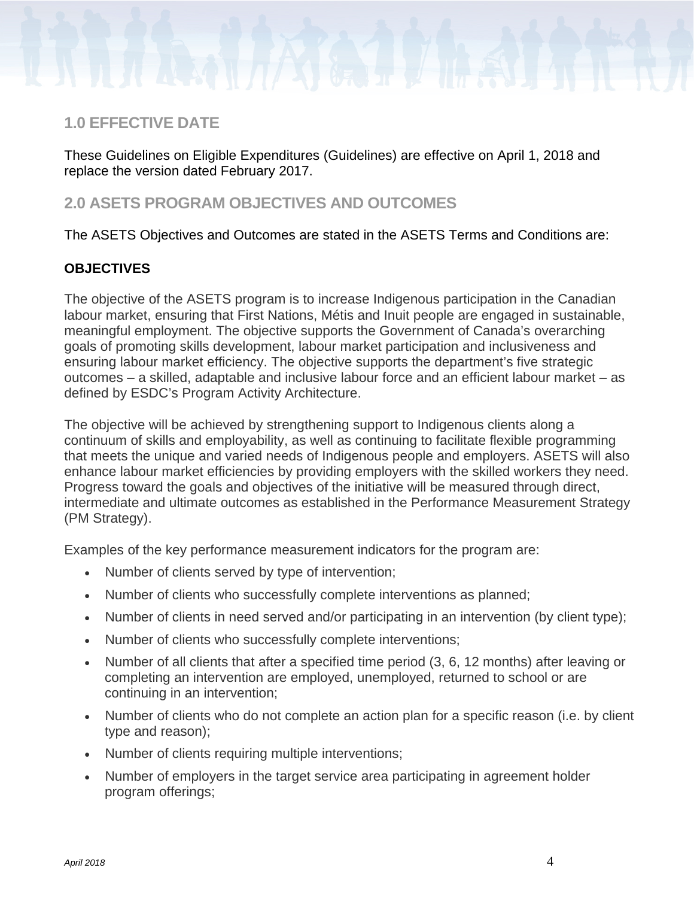## 1.0 EFFECTIVE DATE

These Guidelines on Eligible Expenditures (Guidelines) are effective on April 1, 2018 and replace the version dated February 2017.

## 2.0 ASETS PROGRAM OBJECTIVES AND OUTCOMES

The ASETS Objectives and Outcomes are stated in the ASETS Terms and Conditions are:

**OBJECTIVES**

The objective of the ASETS program is to increase Indigenous participation in the Canadian labour market, ensuring that First Nations, Métis and Inuit people are engaged in sustainable, meaningful employment. The objective supports the Government of Canada's overarching goals of promoting skills development, labour market participation and inclusiveness and ensuring labour market efficiency. The objective supports the department's five strategic outcomes – a skilled, adaptable and inclusive labour force and an efficient labour market – as defined by ESDC's Program Activity Architecture.

The objective will be achieved by strengthening support to Indigenous clients along a continuum of skills and employability, as well as continuing to facilitate flexible programming that meets the unique and varied needs of Indigenous people and employers. ASETS will also enhance labour market efficiencies by providing employers with the skilled workers they need. Progress toward the goals and objectives of the initiative will be measured through direct, intermediate and ultimate outcomes as established in the Performance Measurement Strategy (PM Strategy).

Examples of the key performance measurement indicators for the program are:

- Number of clients served by type of intervention;
- Number of clients who successfully complete interventions as planned;
- Number of clients in need served and/or participating in an intervention (by client type);
- Number of clients who successfully complete interventions;
- Number of all clients that after a specified time period (3, 6, 12 months) after leaving or completing an intervention are employed, unemployed, returned to school or are continuing in an intervention;
- Number of clients who do not complete an action plan for a specific reason (i.e. by client type and reason);
- Number of clients requiring multiple interventions;
- Number of employers in the target service area participating in agreement holder program offerings;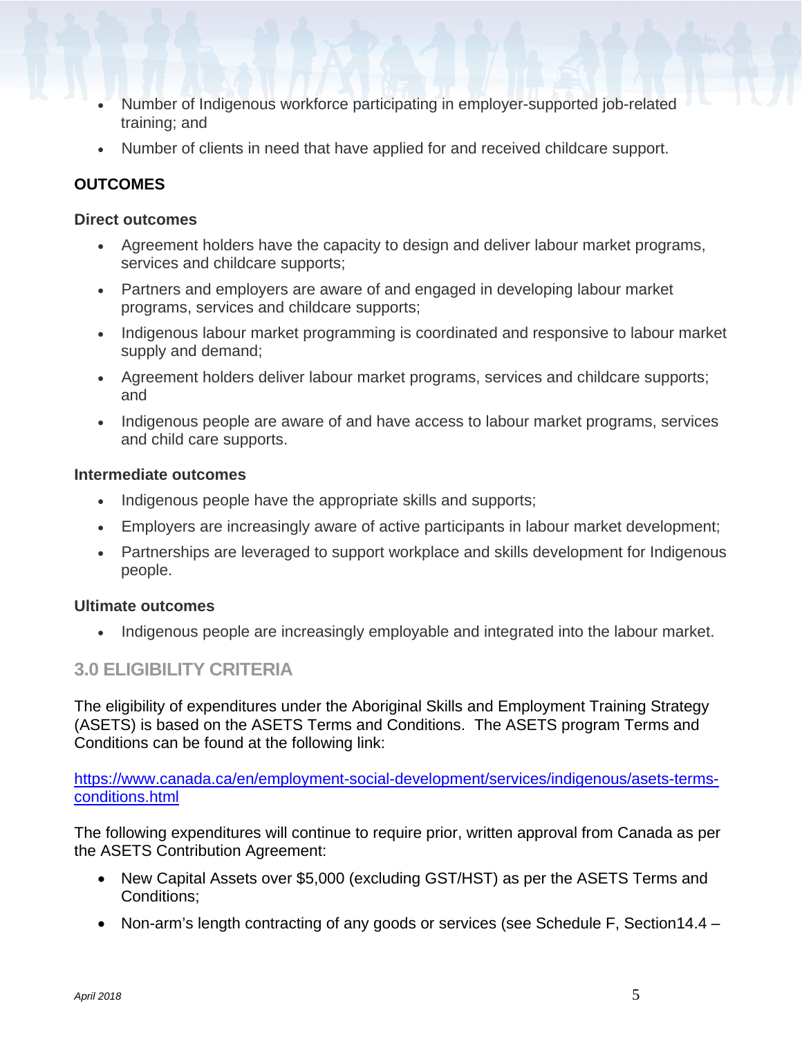- Number of Indigenous workforce participating in employer-supported job-related training; and
- Number of clients in need that have applied for and received childcare support.

**OUTCOMES**

**Direct outcomes**

- Agreement holders have the capacity to design and deliver labour market programs, services and childcare supports;
- Partners and employers are aware of and engaged in developing labour market programs, services and childcare supports;
- Indigenous labour market programming is coordinated and responsive to labour market supply and demand;
- Agreement holders deliver labour market programs, services and childcare supports; and
- Indigenous people are aware of and have access to labour market programs, services and child care supports.

**Intermediate outcomes**

- Indigenous people have the appropriate skills and supports;
- Employers are increasingly aware of active participants in labour market development;
- Partnerships are leveraged to support workplace and skills development for Indigenous people.

**Ultimate outcomes**

- Indigenous people are increasingly employable and integrated into the labour market.

## 3.0 ELIGIBILITY CRITERIA

The eligibility of expenditures under the Aboriginal Skills and Employment Training Strategy (ASETS) is based on the ASETS Terms and Conditions. The ASETS program Terms and Conditions can be found at the following link:

https://www.canada.ca/en/employment-social-development/services/indigenous/asets-terms-conditions.html

The following expenditures will continue to require prior, written approval from Canada as per the ASETS Contribution Agreement:

- New Capital Assets over $5,000 (excluding GST/HST) as per the ASETS Terms and Conditions;
- Non-arm's length contracting of any goods or services (see Schedule F, Section14.4 –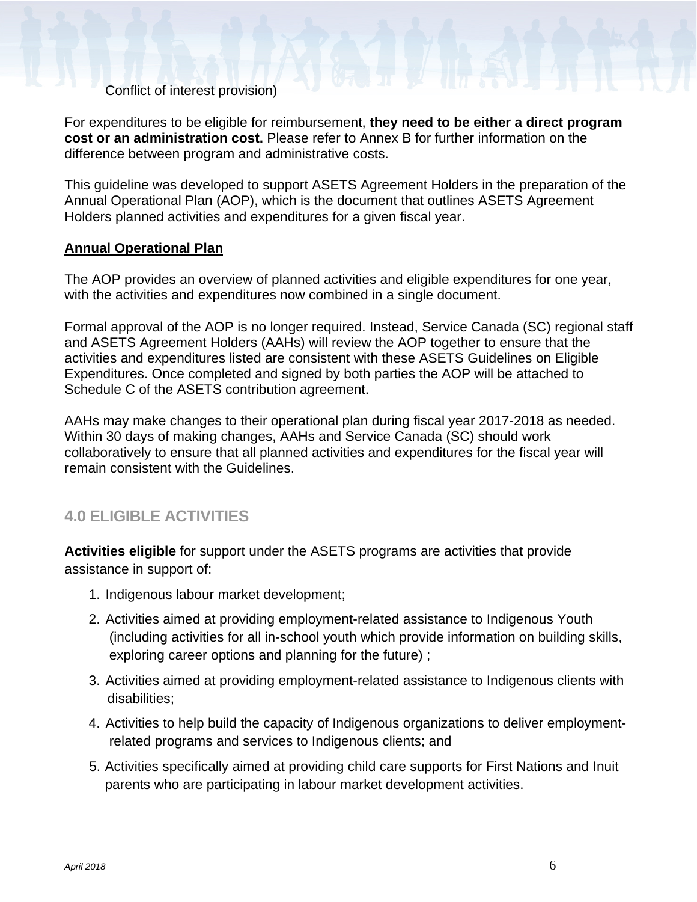Conflict of interest provision)

For expenditures to be eligible for reimbursement, **they need to be either a direct program cost or an administration cost.** Please refer to Annex B for further information on the difference between program and administrative costs.

This guideline was developed to support ASETS Agreement Holders in the preparation of the Annual Operational Plan (AOP), which is the document that outlines ASETS Agreement Holders planned activities and expenditures for a given fiscal year.

**Annual Operational Plan**

The AOP provides an overview of planned activities and eligible expenditures for one year, with the activities and expenditures now combined in a single document.

Formal approval of the AOP is no longer required. Instead, Service Canada (SC) regional staff and ASETS Agreement Holders (AAHs) will review the AOP together to ensure that the activities and expenditures listed are consistent with these ASETS Guidelines on Eligible Expenditures. Once completed and signed by both parties the AOP will be attached to Schedule C of the ASETS contribution agreement.

AAHs may make changes to their operational plan during fiscal year 2017-2018 as needed. Within 30 days of making changes, AAHs and Service Canada (SC) should work collaboratively to ensure that all planned activities and expenditures for the fiscal year will remain consistent with the Guidelines.

## 4.0 ELIGIBLE ACTIVITIES

**Activities eligible** for support under the ASETS programs are activities that provide assistance in support of:

1. Indigenous labour market development;
2. Activities aimed at providing employment-related assistance to Indigenous Youth (including activities for all in-school youth which provide information on building skills, exploring career options and planning for the future) ;
3. Activities aimed at providing employment-related assistance to Indigenous clients with disabilities;
4. Activities to help build the capacity of Indigenous organizations to deliver employment-related programs and services to Indigenous clients; and
5. Activities specifically aimed at providing child care supports for First Nations and Inuit parents who are participating in labour market development activities.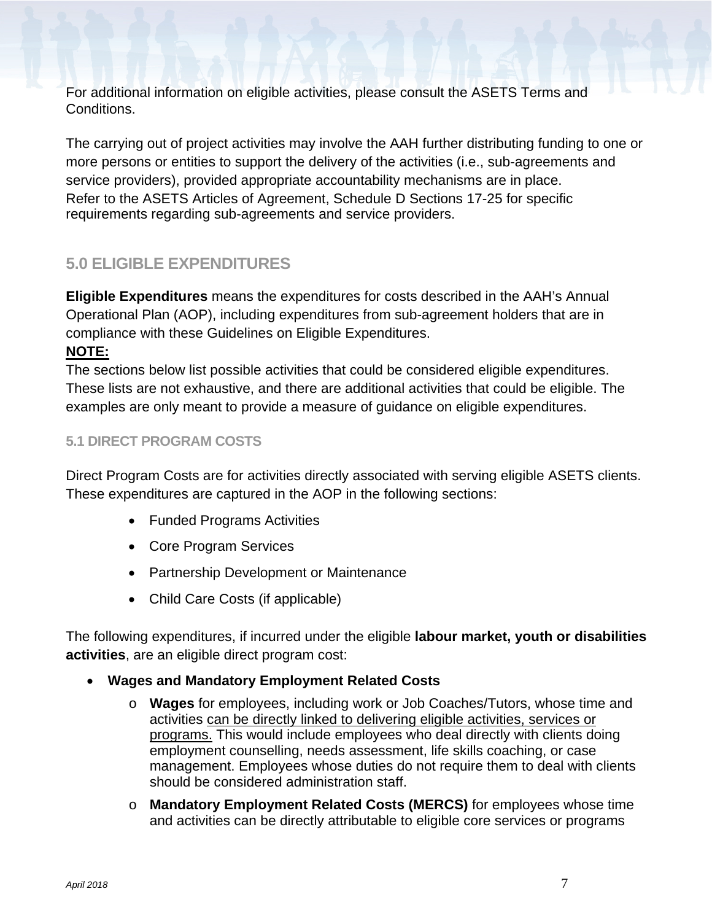For additional information on eligible activities, please consult the ASETS Terms and Conditions.

The carrying out of project activities may involve the AAH further distributing funding to one or more persons or entities to support the delivery of the activities (i.e., sub-agreements and service providers), provided appropriate accountability mechanisms are in place. Refer to the ASETS Articles of Agreement, Schedule D Sections 17-25 for specific requirements regarding sub-agreements and service providers.

## 5.0 ELIGIBLE EXPENDITURES

**Eligible Expenditures** means the expenditures for costs described in the AAH's Annual Operational Plan (AOP), including expenditures from sub-agreement holders that are in compliance with these Guidelines on Eligible Expenditures.

**<u>NOTE:</u>**

The sections below list possible activities that could be considered eligible expenditures. These lists are not exhaustive, and there are additional activities that could be eligible. The examples are only meant to provide a measure of guidance on eligible expenditures.

### 5.1 DIRECT PROGRAM COSTS

Direct Program Costs are for activities directly associated with serving eligible ASETS clients. These expenditures are captured in the AOP in the following sections:

- Funded Programs Activities
- Core Program Services
- Partnership Development or Maintenance
- Child Care Costs (if applicable)

The following expenditures, if incurred under the eligible **labour market, youth or disabilities activities**, are an eligible direct program cost:

- **Wages and Mandatory Employment Related Costs**
  - **Wages** for employees, including work or Job Coaches/Tutors, whose time and activities <u>can be directly linked to delivering eligible activities, services or programs.</u> This would include employees who deal directly with clients doing employment counselling, needs assessment, life skills coaching, or case management. Employees whose duties do not require them to deal with clients should be considered administration staff.
  - **Mandatory Employment Related Costs (MERCS)** for employees whose time and activities can be directly attributable to eligible core services or programs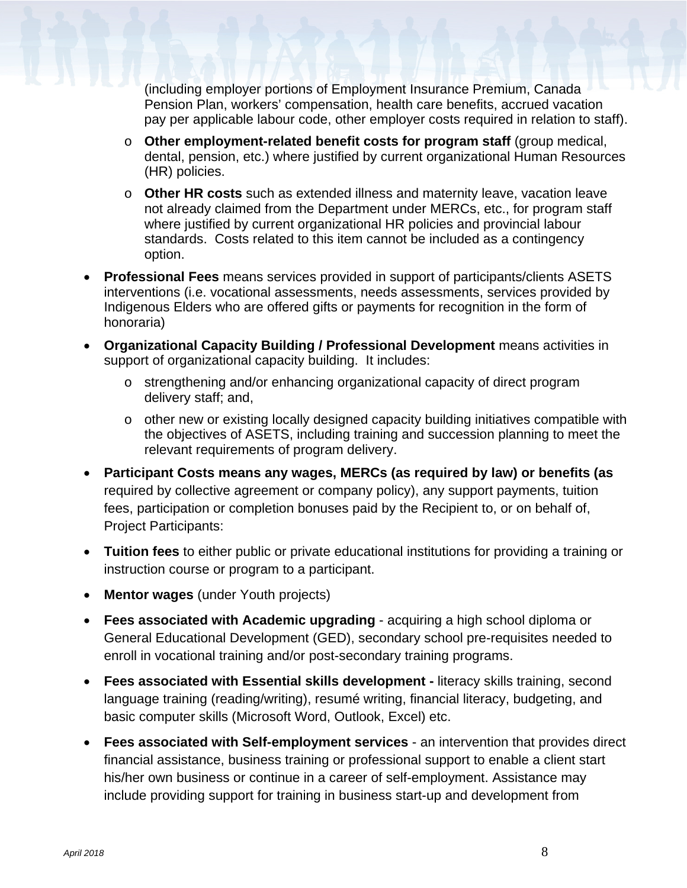(including employer portions of Employment Insurance Premium, Canada Pension Plan, workers' compensation, health care benefits, accrued vacation pay per applicable labour code, other employer costs required in relation to staff).

    - **Other employment-related benefit costs for program staff** (group medical, dental, pension, etc.) where justified by current organizational Human Resources (HR) policies.
    - **Other HR costs** such as extended illness and maternity leave, vacation leave not already claimed from the Department under MERCs, etc., for program staff where justified by current organizational HR policies and provincial labour standards. Costs related to this item cannot be included as a contingency option.

- **Professional Fees** means services provided in support of participants/clients ASETS interventions (i.e. vocational assessments, needs assessments, services provided by Indigenous Elders who are offered gifts or payments for recognition in the form of honoraria)
- **Organizational Capacity Building / Professional Development** means activities in support of organizational capacity building. It includes:
    - strengthening and/or enhancing organizational capacity of direct program delivery staff; and,
    - other new or existing locally designed capacity building initiatives compatible with the objectives of ASETS, including training and succession planning to meet the relevant requirements of program delivery.
- **Participant Costs means any wages, MERCs (as required by law) or benefits (as** required by collective agreement or company policy), any support payments, tuition fees, participation or completion bonuses paid by the Recipient to, or on behalf of, Project Participants:
- **Tuition fees** to either public or private educational institutions for providing a training or instruction course or program to a participant.
- **Mentor wages** (under Youth projects)
- **Fees associated with Academic upgrading** - acquiring a high school diploma or General Educational Development (GED), secondary school pre-requisites needed to enroll in vocational training and/or post-secondary training programs.
- **Fees associated with Essential skills development -** literacy skills training, second language training (reading/writing), resumé writing, financial literacy, budgeting, and basic computer skills (Microsoft Word, Outlook, Excel) etc.
- **Fees associated with Self-employment services** - an intervention that provides direct financial assistance, business training or professional support to enable a client start his/her own business or continue in a career of self-employment. Assistance may include providing support for training in business start-up and development from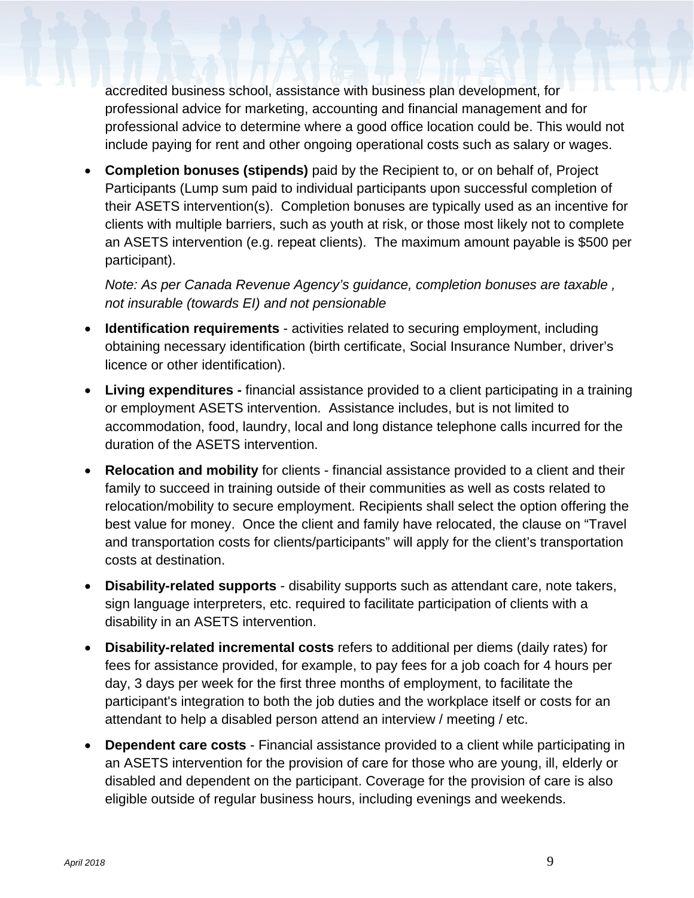accredited business school, assistance with business plan development, for professional advice for marketing, accounting and financial management and for professional advice to determine where a good office location could be. This would not include paying for rent and other ongoing operational costs such as salary or wages.

- **Completion bonuses (stipends)** paid by the Recipient to, or on behalf of, Project Participants (Lump sum paid to individual participants upon successful completion of their ASETS intervention(s). Completion bonuses are typically used as an incentive for clients with multiple barriers, such as youth at risk, or those most likely not to complete an ASETS intervention (e.g. repeat clients). The maximum amount payable is $500 per participant).

  *Note: As per Canada Revenue Agency's guidance, completion bonuses are taxable , not insurable (towards EI) and not pensionable*

- **Identification requirements** - activities related to securing employment, including obtaining necessary identification (birth certificate, Social Insurance Number, driver's licence or other identification).
- **Living expenditures -** financial assistance provided to a client participating in a training or employment ASETS intervention. Assistance includes, but is not limited to accommodation, food, laundry, local and long distance telephone calls incurred for the duration of the ASETS intervention.
- **Relocation and mobility** for clients - financial assistance provided to a client and their family to succeed in training outside of their communities as well as costs related to relocation/mobility to secure employment. Recipients shall select the option offering the best value for money. Once the client and family have relocated, the clause on "Travel and transportation costs for clients/participants" will apply for the client's transportation costs at destination.
- **Disability-related supports** - disability supports such as attendant care, note takers, sign language interpreters, etc. required to facilitate participation of clients with a disability in an ASETS intervention.
- **Disability-related incremental costs** refers to additional per diems (daily rates) for fees for assistance provided, for example, to pay fees for a job coach for 4 hours per day, 3 days per week for the first three months of employment, to facilitate the participant's integration to both the job duties and the workplace itself or costs for an attendant to help a disabled person attend an interview / meeting / etc.
- **Dependent care costs** - Financial assistance provided to a client while participating in an ASETS intervention for the provision of care for those who are young, ill, elderly or disabled and dependent on the participant. Coverage for the provision of care is also eligible outside of regular business hours, including evenings and weekends.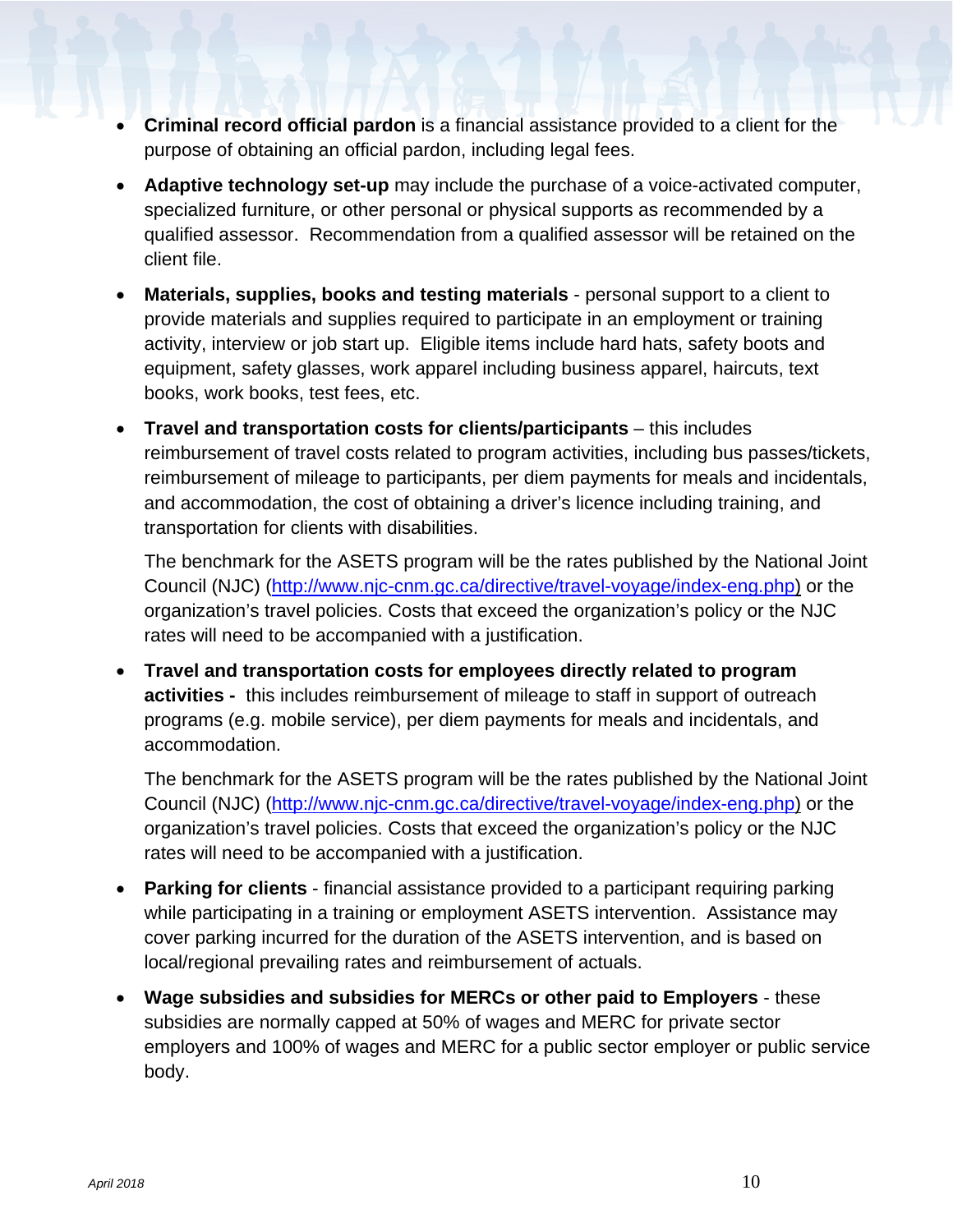- **Criminal record official pardon** is a financial assistance provided to a client for the purpose of obtaining an official pardon, including legal fees.
- **Adaptive technology set-up** may include the purchase of a voice-activated computer, specialized furniture, or other personal or physical supports as recommended by a qualified assessor. Recommendation from a qualified assessor will be retained on the client file.
- **Materials, supplies, books and testing materials** - personal support to a client to provide materials and supplies required to participate in an employment or training activity, interview or job start up. Eligible items include hard hats, safety boots and equipment, safety glasses, work apparel including business apparel, haircuts, text books, work books, test fees, etc.
- **Travel and transportation costs for clients/participants** – this includes reimbursement of travel costs related to program activities, including bus passes/tickets, reimbursement of mileage to participants, per diem payments for meals and incidentals, and accommodation, the cost of obtaining a driver's licence including training, and transportation for clients with disabilities.

  The benchmark for the ASETS program will be the rates published by the National Joint Council (NJC) (http://www.njc-cnm.gc.ca/directive/travel-voyage/index-eng.php) or the organization's travel policies. Costs that exceed the organization's policy or the NJC rates will need to be accompanied with a justification.

- **Travel and transportation costs for employees directly related to program activities -** this includes reimbursement of mileage to staff in support of outreach programs (e.g. mobile service), per diem payments for meals and incidentals, and accommodation.

  The benchmark for the ASETS program will be the rates published by the National Joint Council (NJC) (http://www.njc-cnm.gc.ca/directive/travel-voyage/index-eng.php) or the organization's travel policies. Costs that exceed the organization's policy or the NJC rates will need to be accompanied with a justification.

- **Parking for clients** - financial assistance provided to a participant requiring parking while participating in a training or employment ASETS intervention. Assistance may cover parking incurred for the duration of the ASETS intervention, and is based on local/regional prevailing rates and reimbursement of actuals.
- **Wage subsidies and subsidies for MERCs or other paid to Employers** - these subsidies are normally capped at 50% of wages and MERC for private sector employers and 100% of wages and MERC for a public sector employer or public service body.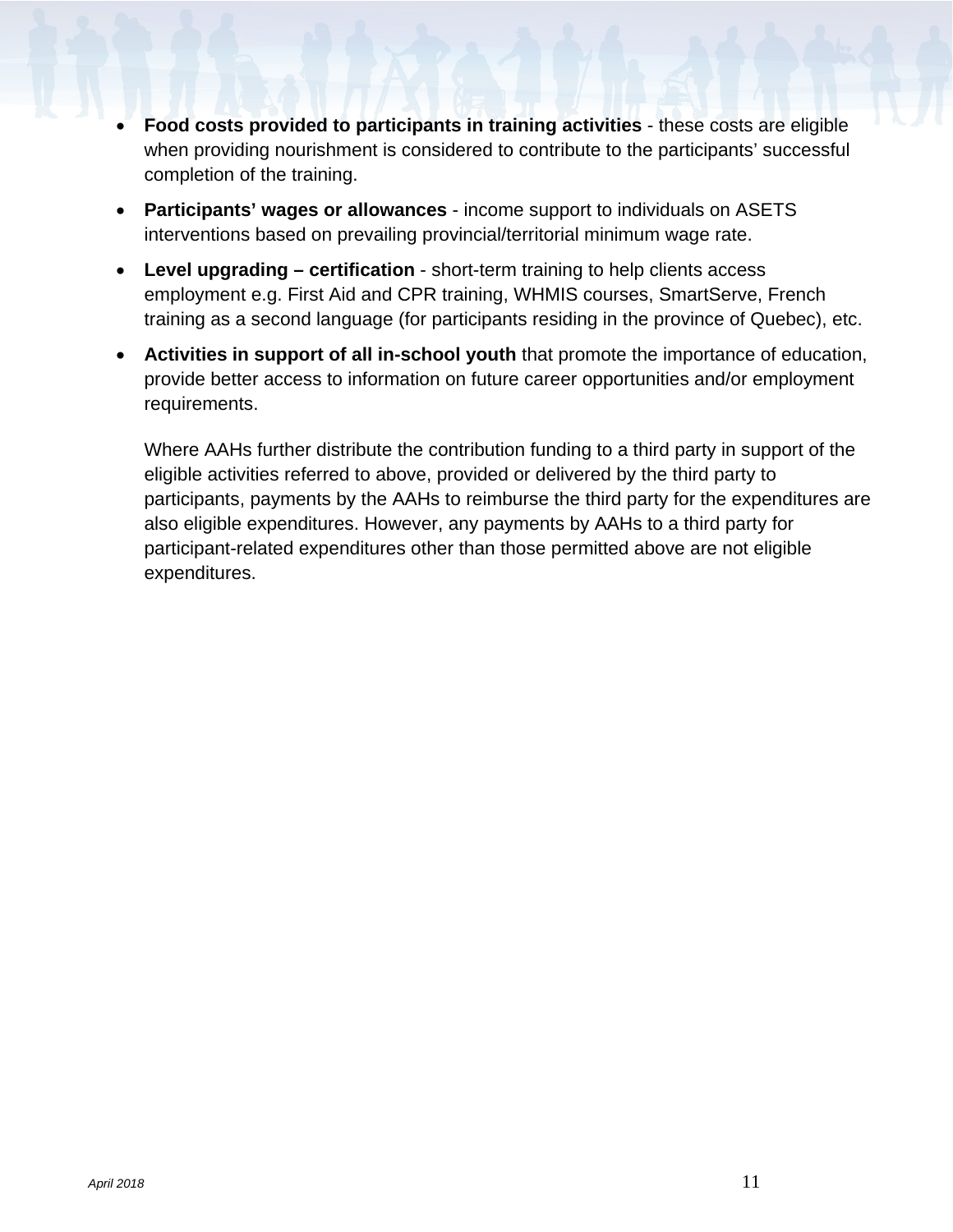- **Food costs provided to participants in training activities** - these costs are eligible when providing nourishment is considered to contribute to the participants' successful completion of the training.
- **Participants' wages or allowances** - income support to individuals on ASETS interventions based on prevailing provincial/territorial minimum wage rate.
- **Level upgrading – certification** - short-term training to help clients access employment e.g. First Aid and CPR training, WHMIS courses, SmartServe, French training as a second language (for participants residing in the province of Quebec), etc.
- **Activities in support of all in-school youth** that promote the importance of education, provide better access to information on future career opportunities and/or employment requirements.

  Where AAHs further distribute the contribution funding to a third party in support of the eligible activities referred to above, provided or delivered by the third party to participants, payments by the AAHs to reimburse the third party for the expenditures are also eligible expenditures. However, any payments by AAHs to a third party for participant-related expenditures other than those permitted above are not eligible expenditures.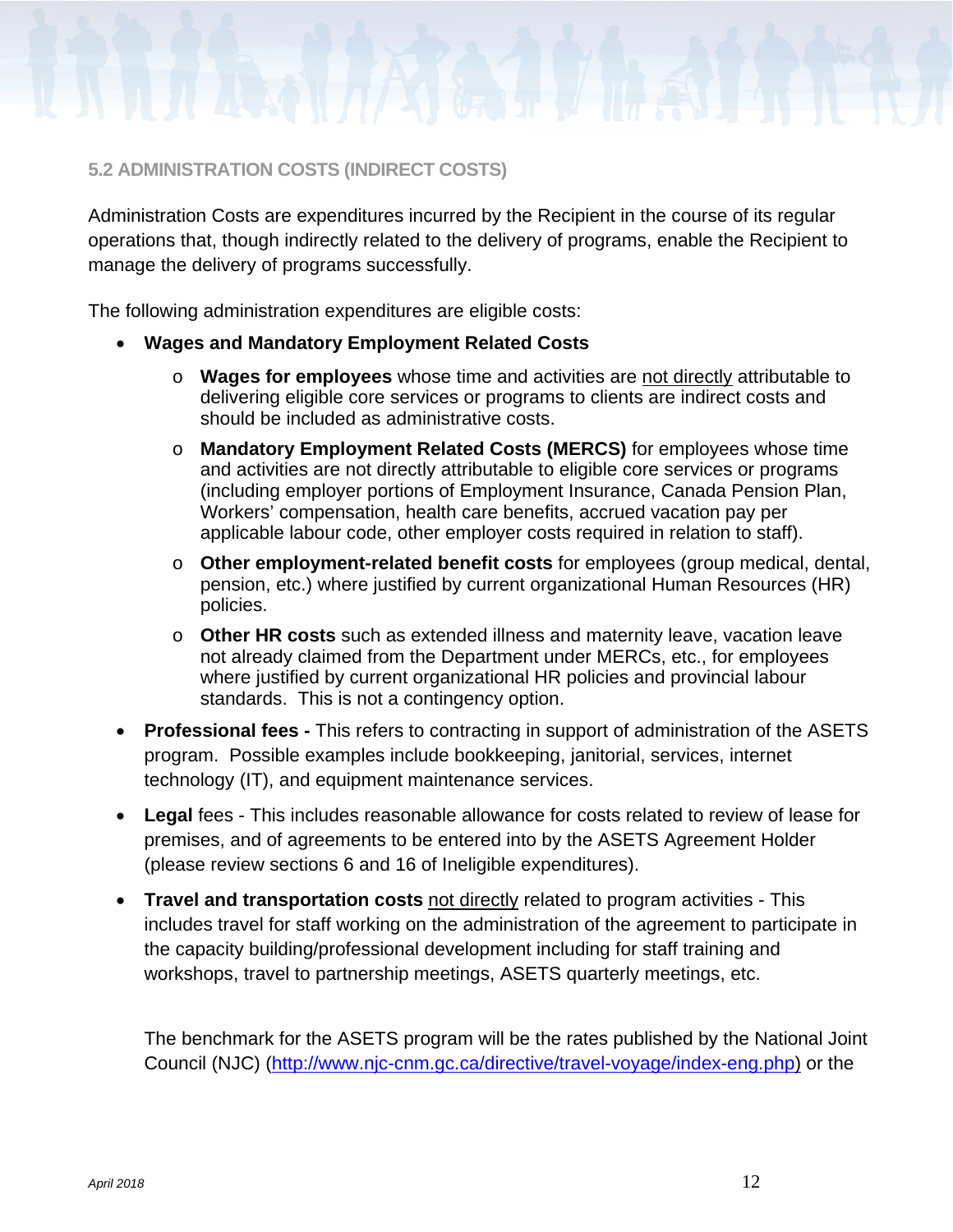### 5.2 ADMINISTRATION COSTS (INDIRECT COSTS)

Administration Costs are expenditures incurred by the Recipient in the course of its regular operations that, though indirectly related to the delivery of programs, enable the Recipient to manage the delivery of programs successfully.

The following administration expenditures are eligible costs:

- **Wages and Mandatory Employment Related Costs**
  - **Wages for employees** whose time and activities are not directly attributable to delivering eligible core services or programs to clients are indirect costs and should be included as administrative costs.
  - **Mandatory Employment Related Costs (MERCS)** for employees whose time and activities are not directly attributable to eligible core services or programs (including employer portions of Employment Insurance, Canada Pension Plan, Workers' compensation, health care benefits, accrued vacation pay per applicable labour code, other employer costs required in relation to staff).
  - **Other employment-related benefit costs** for employees (group medical, dental, pension, etc.) where justified by current organizational Human Resources (HR) policies.
  - **Other HR costs** such as extended illness and maternity leave, vacation leave not already claimed from the Department under MERCs, etc., for employees where justified by current organizational HR policies and provincial labour standards. This is not a contingency option.
- **Professional fees -** This refers to contracting in support of administration of the ASETS program. Possible examples include bookkeeping, janitorial, services, internet technology (IT), and equipment maintenance services.
- **Legal** fees - This includes reasonable allowance for costs related to review of lease for premises, and of agreements to be entered into by the ASETS Agreement Holder (please review sections 6 and 16 of Ineligible expenditures).
- **Travel and transportation costs** not directly related to program activities - This includes travel for staff working on the administration of the agreement to participate in the capacity building/professional development including for staff training and workshops, travel to partnership meetings, ASETS quarterly meetings, etc.

  The benchmark for the ASETS program will be the rates published by the National Joint Council (NJC) (http://www.njc-cnm.gc.ca/directive/travel-voyage/index-eng.php) or the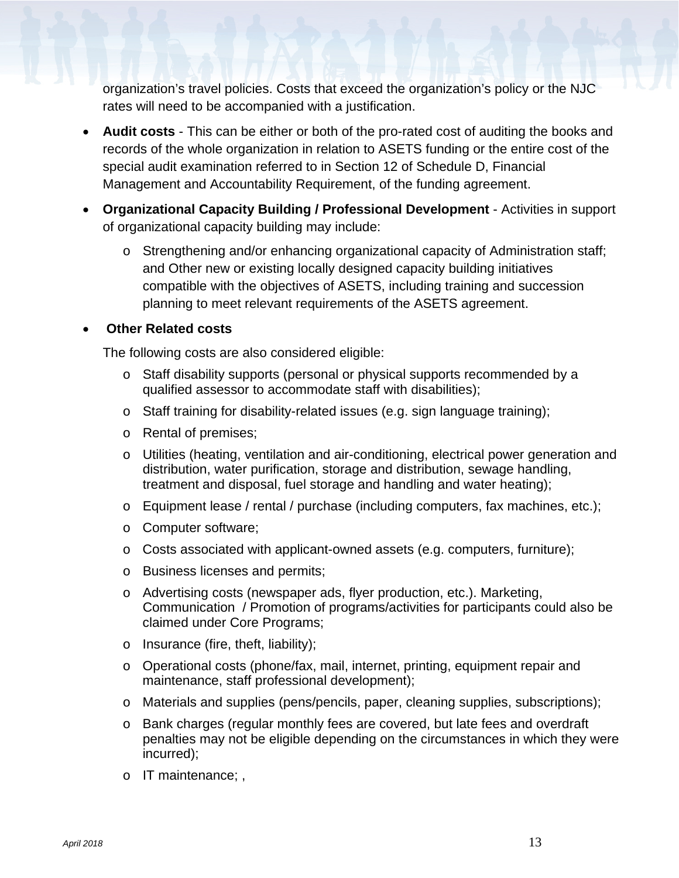organization's travel policies. Costs that exceed the organization's policy or the NJC rates will need to be accompanied with a justification.

- **Audit costs** - This can be either or both of the pro-rated cost of auditing the books and records of the whole organization in relation to ASETS funding or the entire cost of the special audit examination referred to in Section 12 of Schedule D, Financial Management and Accountability Requirement, of the funding agreement.

- **Organizational Capacity Building / Professional Development** - Activities in support of organizational capacity building may include:

  - Strengthening and/or enhancing organizational capacity of Administration staff; and Other new or existing locally designed capacity building initiatives compatible with the objectives of ASETS, including training and succession planning to meet relevant requirements of the ASETS agreement.

- **Other Related costs**

  The following costs are also considered eligible:

  - Staff disability supports (personal or physical supports recommended by a qualified assessor to accommodate staff with disabilities);
  - Staff training for disability-related issues (e.g. sign language training);
  - Rental of premises;
  - Utilities (heating, ventilation and air-conditioning, electrical power generation and distribution, water purification, storage and distribution, sewage handling, treatment and disposal, fuel storage and handling and water heating);
  - Equipment lease / rental / purchase (including computers, fax machines, etc.);
  - Computer software;
  - Costs associated with applicant-owned assets (e.g. computers, furniture);
  - Business licenses and permits;
  - Advertising costs (newspaper ads, flyer production, etc.). Marketing, Communication / Promotion of programs/activities for participants could also be claimed under Core Programs;
  - Insurance (fire, theft, liability);
  - Operational costs (phone/fax, mail, internet, printing, equipment repair and maintenance, staff professional development);
  - Materials and supplies (pens/pencils, paper, cleaning supplies, subscriptions);
  - Bank charges (regular monthly fees are covered, but late fees and overdraft penalties may not be eligible depending on the circumstances in which they were incurred);
  - IT maintenance; ,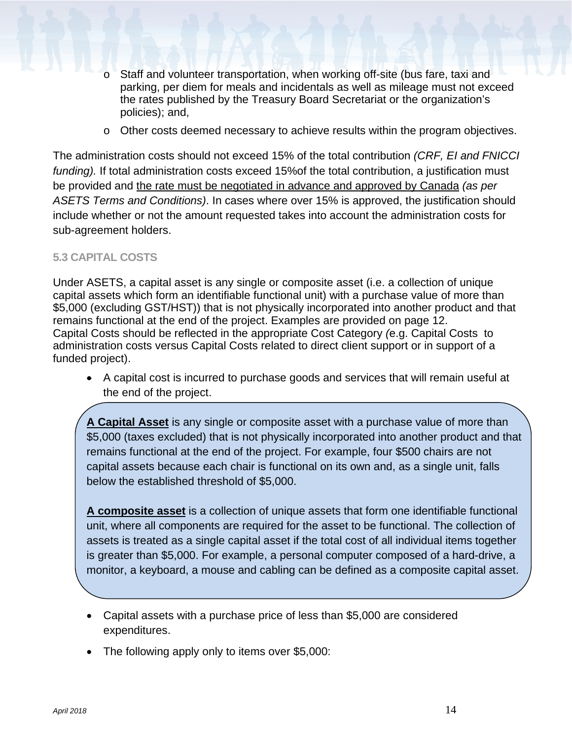- Staff and volunteer transportation, when working off-site (bus fare, taxi and parking, per diem for meals and incidentals as well as mileage must not exceed the rates published by the Treasury Board Secretariat or the organization's policies); and,
- Other costs deemed necessary to achieve results within the program objectives.

The administration costs should not exceed 15% of the total contribution *(CRF, EI and FNICCI funding).* If total administration costs exceed 15%of the total contribution, a justification must be provided and <u>the rate must be negotiated in advance and approved by Canada</u> *(as per ASETS Terms and Conditions)*. In cases where over 15% is approved, the justification should include whether or not the amount requested takes into account the administration costs for sub-agreement holders.

### 5.3 CAPITAL COSTS

Under ASETS, a capital asset is any single or composite asset (i.e. a collection of unique capital assets which form an identifiable functional unit) with a purchase value of more than $5,000 (excluding GST/HST)) that is not physically incorporated into another product and that remains functional at the end of the project. Examples are provided on page 12.
Capital Costs should be reflected in the appropriate Cost Category *(e*.g. Capital Costs to administration costs versus Capital Costs related to direct client support or in support of a funded project).

- A capital cost is incurred to purchase goods and services that will remain useful at the end of the project.

**<u>A Capital Asset</u>** is any single or composite asset with a purchase value of more than $5,000 (taxes excluded) that is not physically incorporated into another product and that remains functional at the end of the project. For example, four $500 chairs are not capital assets because each chair is functional on its own and, as a single unit, falls below the established threshold of $5,000.

**<u>A composite asset</u>** is a collection of unique assets that form one identifiable functional unit, where all components are required for the asset to be functional. The collection of assets is treated as a single capital asset if the total cost of all individual items together is greater than $5,000. For example, a personal computer composed of a hard-drive, a monitor, a keyboard, a mouse and cabling can be defined as a composite capital asset.

- Capital assets with a purchase price of less than $5,000 are considered expenditures.
- The following apply only to items over $5,000: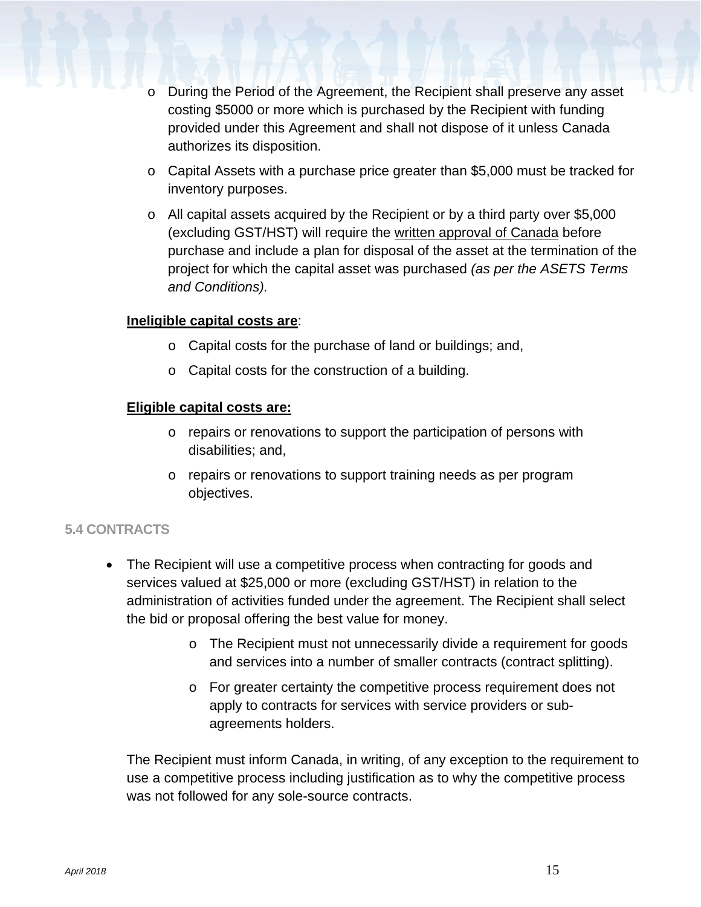- During the Period of the Agreement, the Recipient shall preserve any asset costing $5000 or more which is purchased by the Recipient with funding provided under this Agreement and shall not dispose of it unless Canada authorizes its disposition.
- Capital Assets with a purchase price greater than $5,000 must be tracked for inventory purposes.
- All capital assets acquired by the Recipient or by a third party over $5,000 (excluding GST/HST) will require the written approval of Canada before purchase and include a plan for disposal of the asset at the termination of the project for which the capital asset was purchased *(as per the ASETS Terms and Conditions).*

**Ineligible capital costs are**:

- Capital costs for the purchase of land or buildings; and,
- Capital costs for the construction of a building.

**Eligible capital costs are:**

- repairs or renovations to support the participation of persons with disabilities; and,
- repairs or renovations to support training needs as per program objectives.

### 5.4 CONTRACTS

- The Recipient will use a competitive process when contracting for goods and services valued at $25,000 or more (excluding GST/HST) in relation to the administration of activities funded under the agreement. The Recipient shall select the bid or proposal offering the best value for money.
  - The Recipient must not unnecessarily divide a requirement for goods and services into a number of smaller contracts (contract splitting).
  - For greater certainty the competitive process requirement does not apply to contracts for services with service providers or sub-agreements holders.

The Recipient must inform Canada, in writing, of any exception to the requirement to use a competitive process including justification as to why the competitive process was not followed for any sole-source contracts.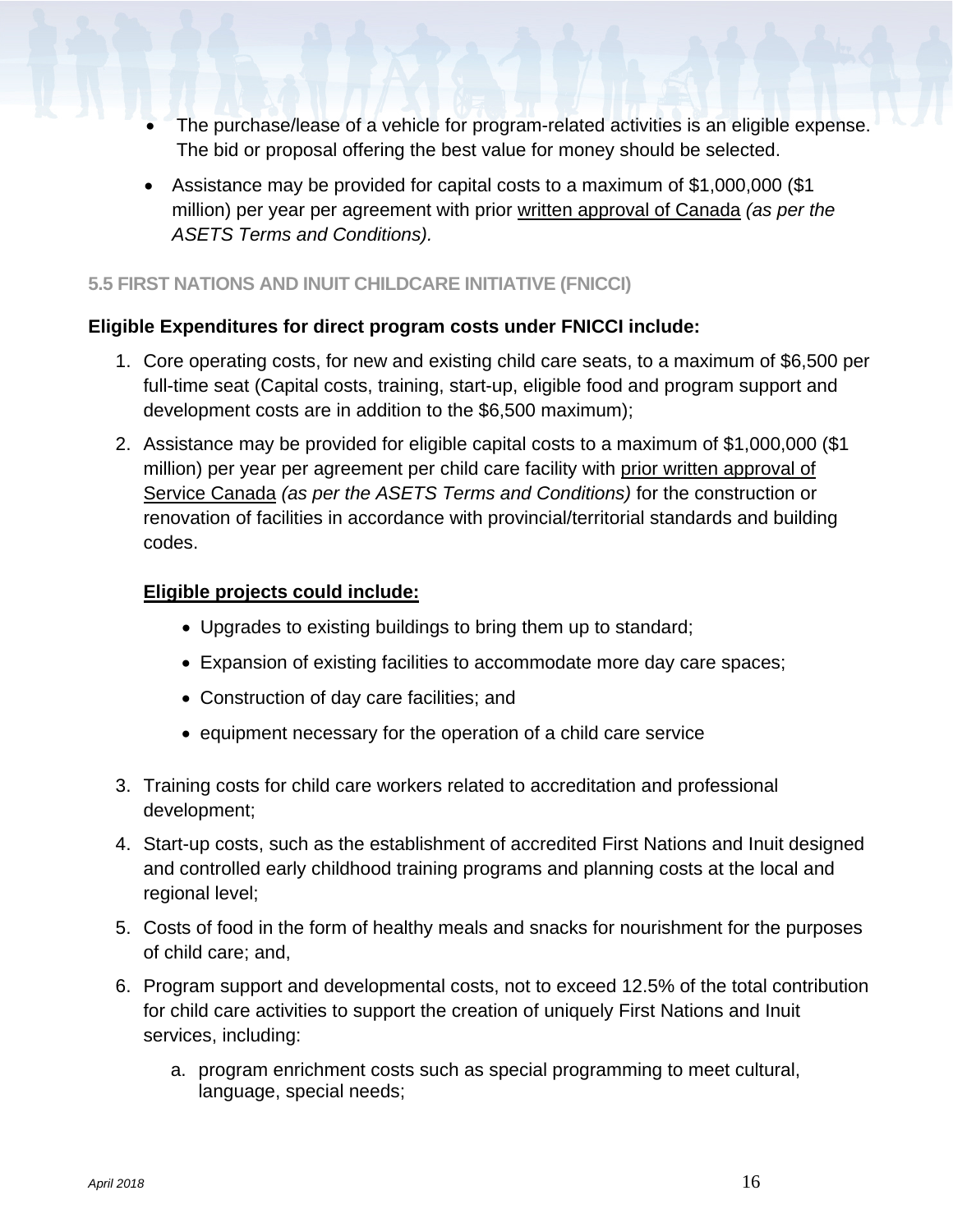- The purchase/lease of a vehicle for program-related activities is an eligible expense. The bid or proposal offering the best value for money should be selected.
- Assistance may be provided for capital costs to a maximum of $1,000,000 ($1 million) per year per agreement with prior <u>written approval of Canada</u> *(as per the ASETS Terms and Conditions).*

### 5.5 FIRST NATIONS AND INUIT CHILDCARE INITIATIVE (FNICCI)

**Eligible Expenditures for direct program costs under FNICCI include:**

1. Core operating costs, for new and existing child care seats, to a maximum of $6,500 per full-time seat (Capital costs, training, start-up, eligible food and program support and development costs are in addition to the $6,500 maximum);
2. Assistance may be provided for eligible capital costs to a maximum of $1,000,000 ($1 million) per year per agreement per child care facility with <u>prior written approval of Service Canada</u> *(as per the ASETS Terms and Conditions)* for the construction or renovation of facilities in accordance with provincial/territorial standards and building codes.

   **<u>Eligible projects could include:</u>**

   - Upgrades to existing buildings to bring them up to standard;
   - Expansion of existing facilities to accommodate more day care spaces;
   - Construction of day care facilities; and
   - equipment necessary for the operation of a child care service

3. Training costs for child care workers related to accreditation and professional development;
4. Start-up costs, such as the establishment of accredited First Nations and Inuit designed and controlled early childhood training programs and planning costs at the local and regional level;
5. Costs of food in the form of healthy meals and snacks for nourishment for the purposes of child care; and,
6. Program support and developmental costs, not to exceed 12.5% of the total contribution for child care activities to support the creation of uniquely First Nations and Inuit services, including:
   a. program enrichment costs such as special programming to meet cultural, language, special needs;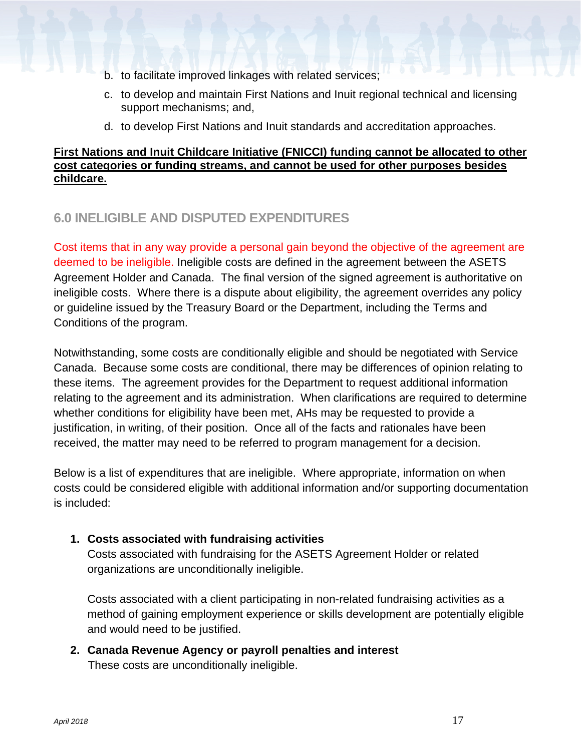b. to facilitate improved linkages with related services;

c. to develop and maintain First Nations and Inuit regional technical and licensing support mechanisms; and,

d. to develop First Nations and Inuit standards and accreditation approaches.

**First Nations and Inuit Childcare Initiative (FNICCI) funding cannot be allocated to other cost categories or funding streams, and cannot be used for other purposes besides childcare.**

## 6.0 INELIGIBLE AND DISPUTED EXPENDITURES

Cost items that in any way provide a personal gain beyond the objective of the agreement are deemed to be ineligible. Ineligible costs are defined in the agreement between the ASETS Agreement Holder and Canada. The final version of the signed agreement is authoritative on ineligible costs. Where there is a dispute about eligibility, the agreement overrides any policy or guideline issued by the Treasury Board or the Department, including the Terms and Conditions of the program.

Notwithstanding, some costs are conditionally eligible and should be negotiated with Service Canada. Because some costs are conditional, there may be differences of opinion relating to these items. The agreement provides for the Department to request additional information relating to the agreement and its administration. When clarifications are required to determine whether conditions for eligibility have been met, AHs may be requested to provide a justification, in writing, of their position. Once all of the facts and rationales have been received, the matter may need to be referred to program management for a decision.

Below is a list of expenditures that are ineligible. Where appropriate, information on when costs could be considered eligible with additional information and/or supporting documentation is included:

1. **Costs associated with fundraising activities**
   Costs associated with fundraising for the ASETS Agreement Holder or related organizations are unconditionally ineligible.

   Costs associated with a client participating in non-related fundraising activities as a method of gaining employment experience or skills development are potentially eligible and would need to be justified.

2. **Canada Revenue Agency or payroll penalties and interest**
   These costs are unconditionally ineligible.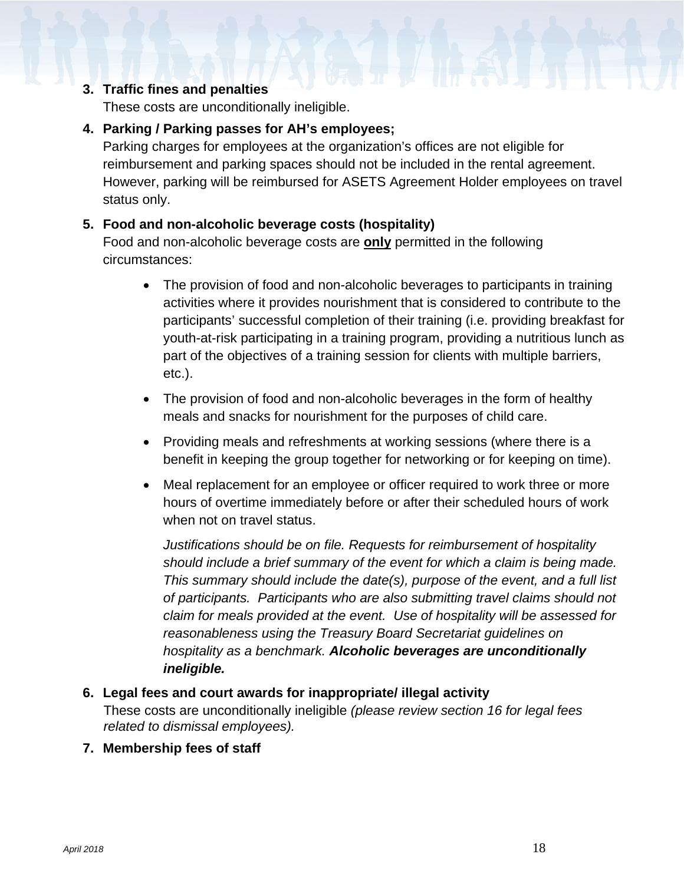3. **Traffic fines and penalties**
   These costs are unconditionally ineligible.

4. **Parking / Parking passes for AH's employees;**
   Parking charges for employees at the organization's offices are not eligible for reimbursement and parking spaces should not be included in the rental agreement. However, parking will be reimbursed for ASETS Agreement Holder employees on travel status only.

5. **Food and non-alcoholic beverage costs (hospitality)**
   Food and non-alcoholic beverage costs are **only** permitted in the following circumstances:

   - The provision of food and non-alcoholic beverages to participants in training activities where it provides nourishment that is considered to contribute to the participants' successful completion of their training (i.e. providing breakfast for youth-at-risk participating in a training program, providing a nutritious lunch as part of the objectives of a training session for clients with multiple barriers, etc.).
   - The provision of food and non-alcoholic beverages in the form of healthy meals and snacks for nourishment for the purposes of child care.
   - Providing meals and refreshments at working sessions (where there is a benefit in keeping the group together for networking or for keeping on time).
   - Meal replacement for an employee or officer required to work three or more hours of overtime immediately before or after their scheduled hours of work when not on travel status.

     *Justifications should be on file. Requests for reimbursement of hospitality should include a brief summary of the event for which a claim is being made. This summary should include the date(s), purpose of the event, and a full list of participants. Participants who are also submitting travel claims should not claim for meals provided at the event. Use of hospitality will be assessed for reasonableness using the Treasury Board Secretariat guidelines on hospitality as a benchmark.* ***Alcoholic beverages are unconditionally ineligible.***

6. **Legal fees and court awards for inappropriate/ illegal activity**
   These costs are unconditionally ineligible *(please review section 16 for legal fees related to dismissal employees).*

7. **Membership fees of staff**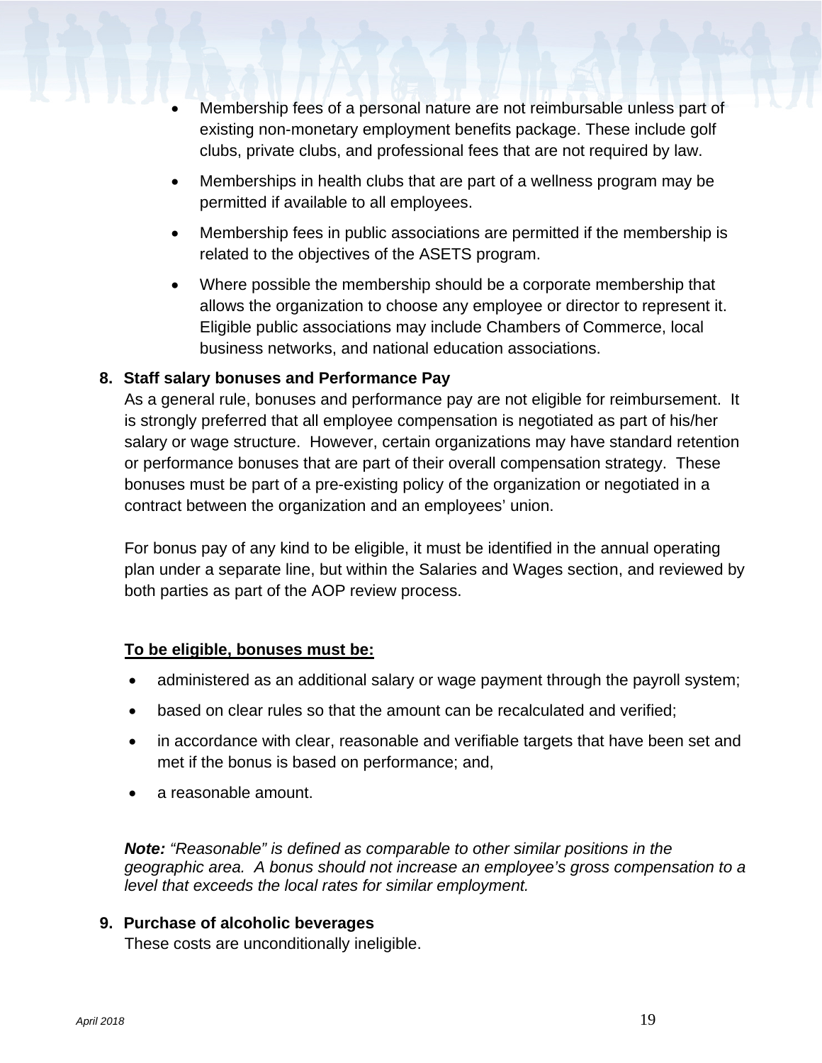- Membership fees of a personal nature are not reimbursable unless part of existing non-monetary employment benefits package. These include golf clubs, private clubs, and professional fees that are not required by law.
- Memberships in health clubs that are part of a wellness program may be permitted if available to all employees.
- Membership fees in public associations are permitted if the membership is related to the objectives of the ASETS program.
- Where possible the membership should be a corporate membership that allows the organization to choose any employee or director to represent it. Eligible public associations may include Chambers of Commerce, local business networks, and national education associations.

**8. Staff salary bonuses and Performance Pay**

As a general rule, bonuses and performance pay are not eligible for reimbursement. It is strongly preferred that all employee compensation is negotiated as part of his/her salary or wage structure. However, certain organizations may have standard retention or performance bonuses that are part of their overall compensation strategy. These bonuses must be part of a pre-existing policy of the organization or negotiated in a contract between the organization and an employees' union.

For bonus pay of any kind to be eligible, it must be identified in the annual operating plan under a separate line, but within the Salaries and Wages section, and reviewed by both parties as part of the AOP review process.

**To be eligible, bonuses must be:**

- administered as an additional salary or wage payment through the payroll system;
- based on clear rules so that the amount can be recalculated and verified;
- in accordance with clear, reasonable and verifiable targets that have been set and met if the bonus is based on performance; and,
- a reasonable amount.

***Note:*** *"Reasonable" is defined as comparable to other similar positions in the geographic area. A bonus should not increase an employee's gross compensation to a level that exceeds the local rates for similar employment.*

**9. Purchase of alcoholic beverages**

These costs are unconditionally ineligible.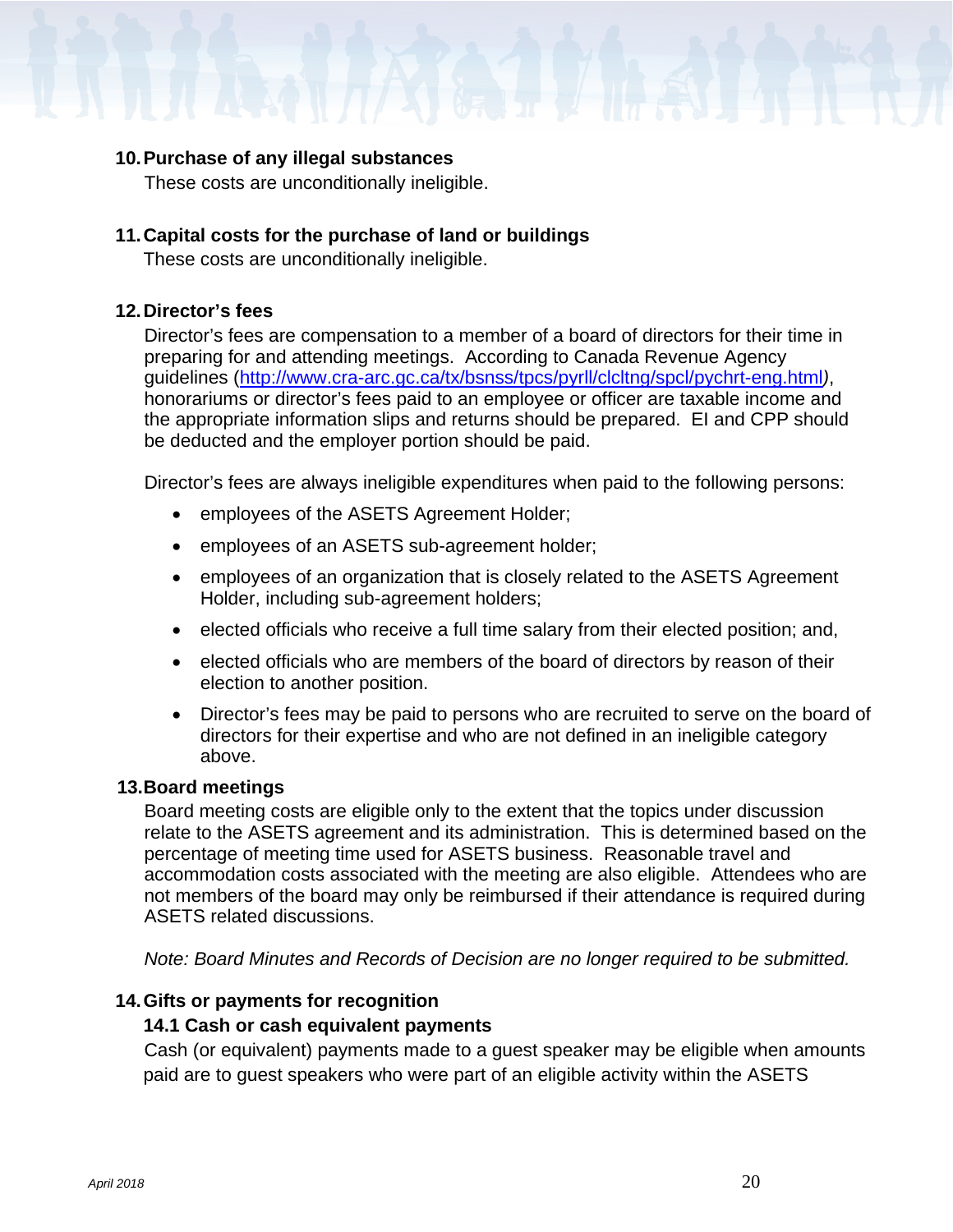**10. Purchase of any illegal substances**

These costs are unconditionally ineligible.

**11. Capital costs for the purchase of land or buildings**

These costs are unconditionally ineligible.

**12. Director's fees**

Director's fees are compensation to a member of a board of directors for their time in preparing for and attending meetings. According to Canada Revenue Agency guidelines (http://www.cra-arc.gc.ca/tx/bsnss/tpcs/pyrll/clcltng/spcl/pychrt-eng.html), honorariums or director's fees paid to an employee or officer are taxable income and the appropriate information slips and returns should be prepared. EI and CPP should be deducted and the employer portion should be paid.

Director's fees are always ineligible expenditures when paid to the following persons:

- employees of the ASETS Agreement Holder;
- employees of an ASETS sub-agreement holder;
- employees of an organization that is closely related to the ASETS Agreement Holder, including sub-agreement holders;
- elected officials who receive a full time salary from their elected position; and,
- elected officials who are members of the board of directors by reason of their election to another position.
- Director's fees may be paid to persons who are recruited to serve on the board of directors for their expertise and who are not defined in an ineligible category above.

**13. Board meetings**

Board meeting costs are eligible only to the extent that the topics under discussion relate to the ASETS agreement and its administration. This is determined based on the percentage of meeting time used for ASETS business. Reasonable travel and accommodation costs associated with the meeting are also eligible. Attendees who are not members of the board may only be reimbursed if their attendance is required during ASETS related discussions.

*Note: Board Minutes and Records of Decision are no longer required to be submitted.*

**14. Gifts or payments for recognition**

**14.1 Cash or cash equivalent payments**

Cash (or equivalent) payments made to a guest speaker may be eligible when amounts paid are to guest speakers who were part of an eligible activity within the ASETS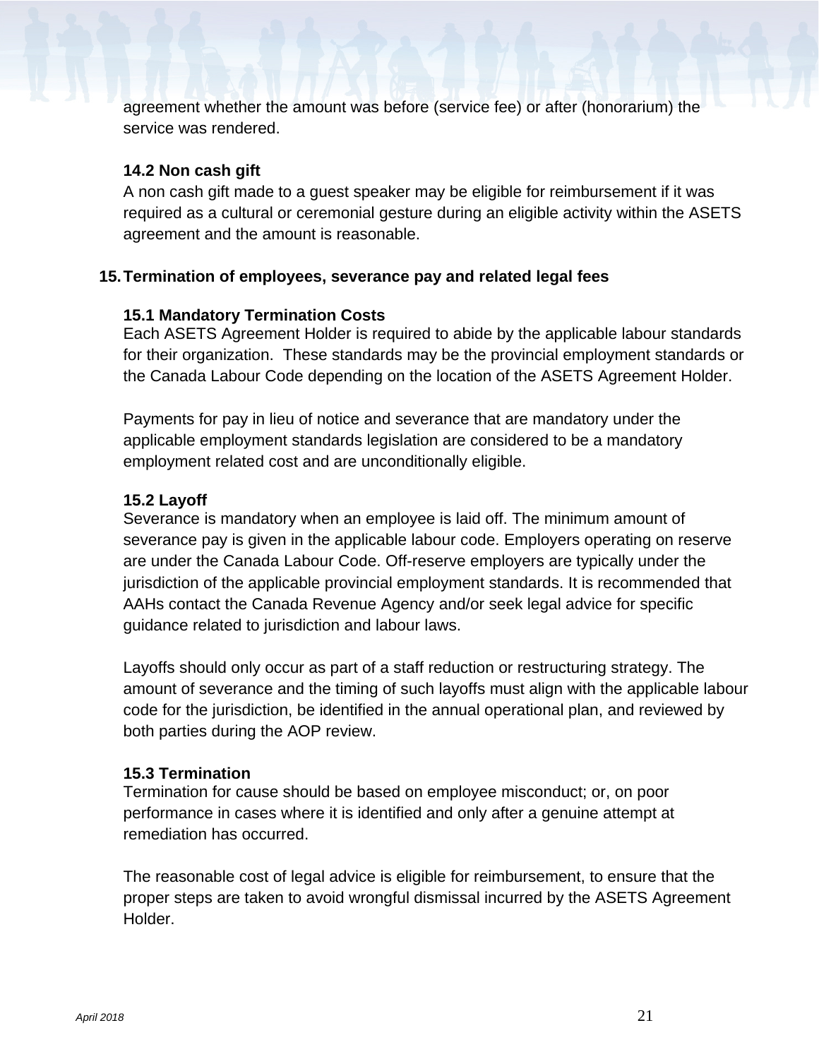agreement whether the amount was before (service fee) or after (honorarium) the service was rendered.

### 14.2 Non cash gift

A non cash gift made to a guest speaker may be eligible for reimbursement if it was required as a cultural or ceremonial gesture during an eligible activity within the ASETS agreement and the amount is reasonable.

## 15. Termination of employees, severance pay and related legal fees

### 15.1 Mandatory Termination Costs

Each ASETS Agreement Holder is required to abide by the applicable labour standards for their organization. These standards may be the provincial employment standards or the Canada Labour Code depending on the location of the ASETS Agreement Holder.

Payments for pay in lieu of notice and severance that are mandatory under the applicable employment standards legislation are considered to be a mandatory employment related cost and are unconditionally eligible.

### 15.2 Layoff

Severance is mandatory when an employee is laid off. The minimum amount of severance pay is given in the applicable labour code. Employers operating on reserve are under the Canada Labour Code. Off-reserve employers are typically under the jurisdiction of the applicable provincial employment standards. It is recommended that AAHs contact the Canada Revenue Agency and/or seek legal advice for specific guidance related to jurisdiction and labour laws.

Layoffs should only occur as part of a staff reduction or restructuring strategy. The amount of severance and the timing of such layoffs must align with the applicable labour code for the jurisdiction, be identified in the annual operational plan, and reviewed by both parties during the AOP review.

### 15.3 Termination

Termination for cause should be based on employee misconduct; or, on poor performance in cases where it is identified and only after a genuine attempt at remediation has occurred.

The reasonable cost of legal advice is eligible for reimbursement, to ensure that the proper steps are taken to avoid wrongful dismissal incurred by the ASETS Agreement Holder.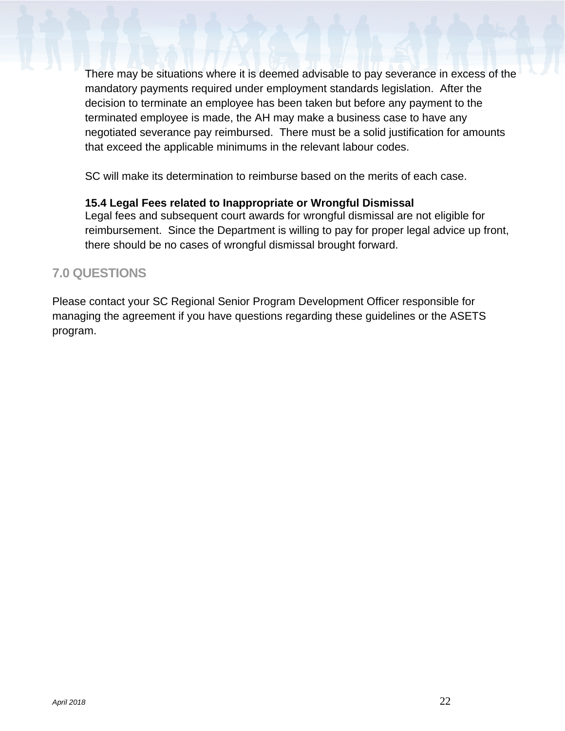There may be situations where it is deemed advisable to pay severance in excess of the mandatory payments required under employment standards legislation. After the decision to terminate an employee has been taken but before any payment to the terminated employee is made, the AH may make a business case to have any negotiated severance pay reimbursed. There must be a solid justification for amounts that exceed the applicable minimums in the relevant labour codes.

SC will make its determination to reimburse based on the merits of each case.

**15.4 Legal Fees related to Inappropriate or Wrongful Dismissal**
Legal fees and subsequent court awards for wrongful dismissal are not eligible for reimbursement. Since the Department is willing to pay for proper legal advice up front, there should be no cases of wrongful dismissal brought forward.

## 7.0 QUESTIONS

Please contact your SC Regional Senior Program Development Officer responsible for managing the agreement if you have questions regarding these guidelines or the ASETS program.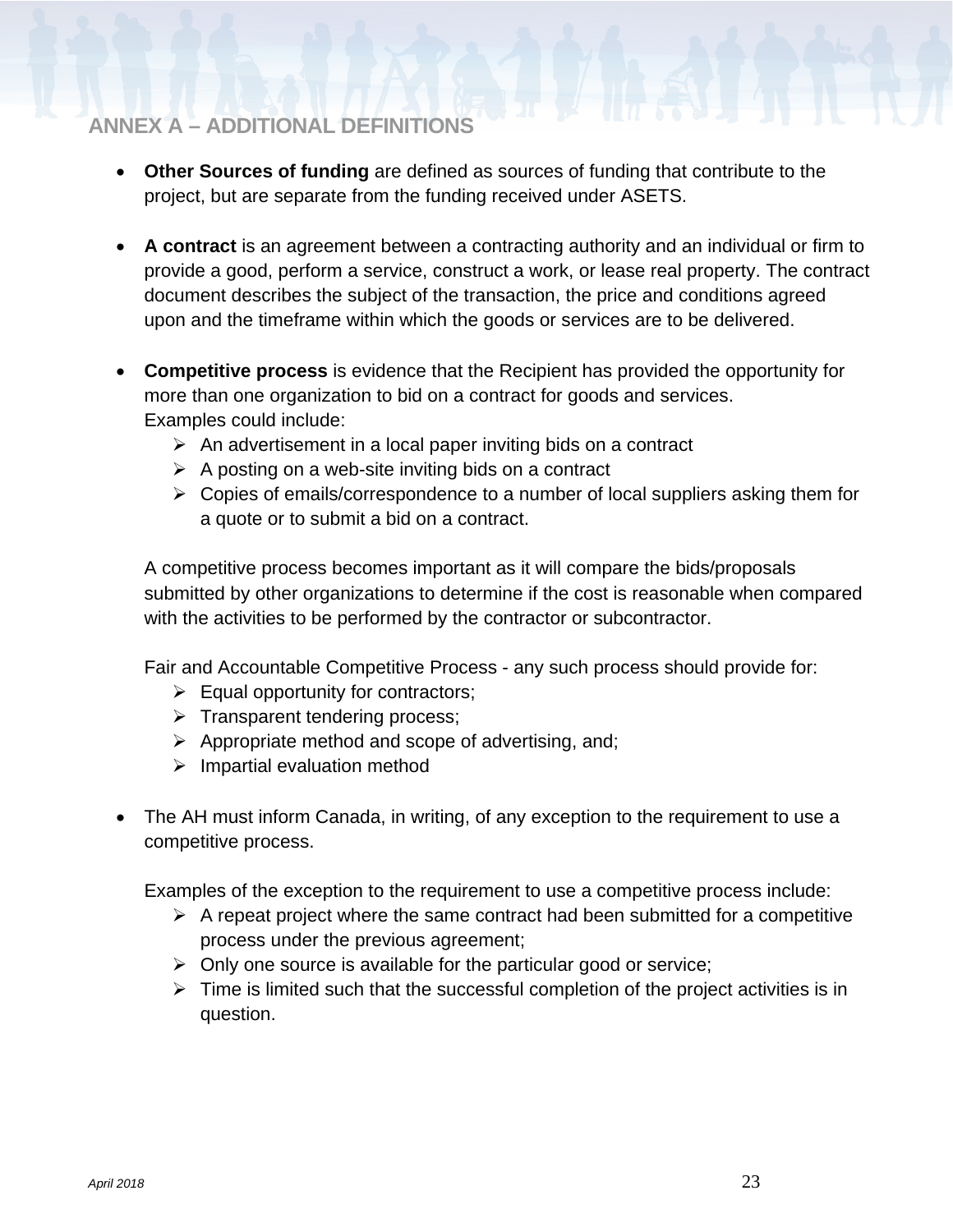## ANNEX A – ADDITIONAL DEFINITIONS

- **Other Sources of funding** are defined as sources of funding that contribute to the project, but are separate from the funding received under ASETS.

- **A contract** is an agreement between a contracting authority and an individual or firm to provide a good, perform a service, construct a work, or lease real property. The contract document describes the subject of the transaction, the price and conditions agreed upon and the timeframe within which the goods or services are to be delivered.

- **Competitive process** is evidence that the Recipient has provided the opportunity for more than one organization to bid on a contract for goods and services.
  Examples could include:
  - An advertisement in a local paper inviting bids on a contract
  - A posting on a web-site inviting bids on a contract
  - Copies of emails/correspondence to a number of local suppliers asking them for a quote or to submit a bid on a contract.

  A competitive process becomes important as it will compare the bids/proposals submitted by other organizations to determine if the cost is reasonable when compared with the activities to be performed by the contractor or subcontractor.

  Fair and Accountable Competitive Process - any such process should provide for:
  - Equal opportunity for contractors;
  - Transparent tendering process;
  - Appropriate method and scope of advertising, and;
  - Impartial evaluation method

- The AH must inform Canada, in writing, of any exception to the requirement to use a competitive process.

  Examples of the exception to the requirement to use a competitive process include:
  - A repeat project where the same contract had been submitted for a competitive process under the previous agreement;
  - Only one source is available for the particular good or service;
  - Time is limited such that the successful completion of the project activities is in question.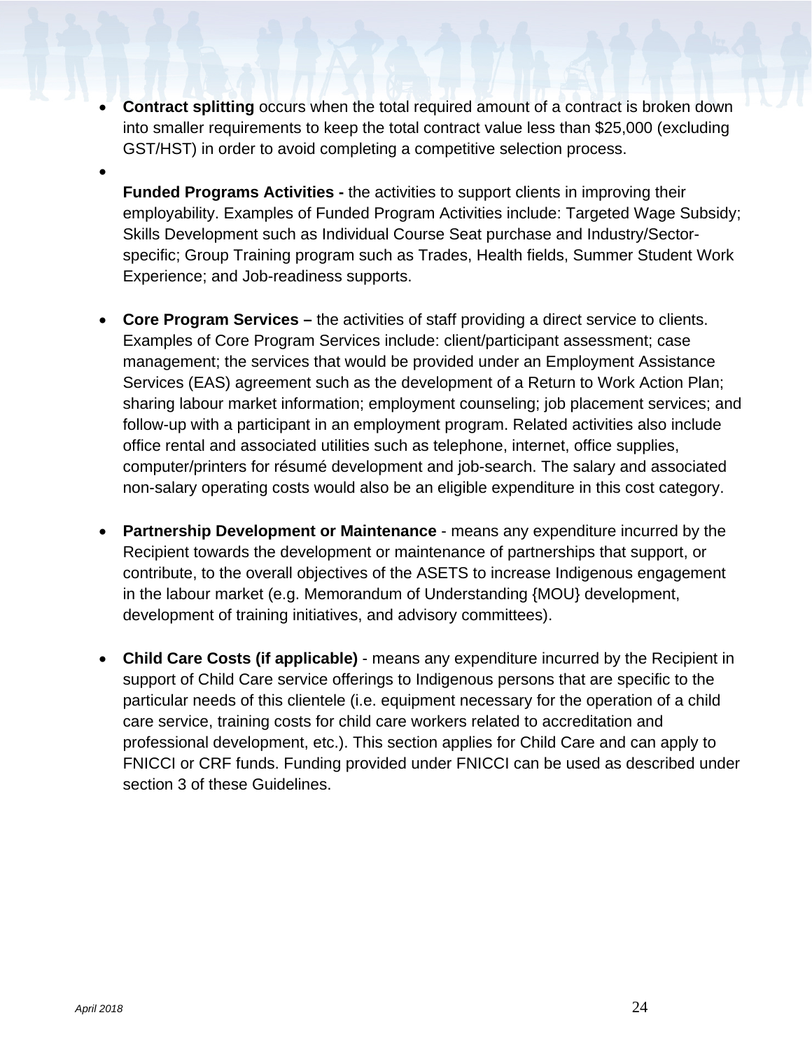- **Contract splitting** occurs when the total required amount of a contract is broken down into smaller requirements to keep the total contract value less than $25,000 (excluding GST/HST) in order to avoid completing a competitive selection process.

- **Funded Programs Activities -** the activities to support clients in improving their employability. Examples of Funded Program Activities include: Targeted Wage Subsidy; Skills Development such as Individual Course Seat purchase and Industry/Sector-specific; Group Training program such as Trades, Health fields, Summer Student Work Experience; and Job-readiness supports.

- **Core Program Services –** the activities of staff providing a direct service to clients. Examples of Core Program Services include: client/participant assessment; case management; the services that would be provided under an Employment Assistance Services (EAS) agreement such as the development of a Return to Work Action Plan; sharing labour market information; employment counseling; job placement services; and follow-up with a participant in an employment program. Related activities also include office rental and associated utilities such as telephone, internet, office supplies, computer/printers for résumé development and job-search. The salary and associated non-salary operating costs would also be an eligible expenditure in this cost category.

- **Partnership Development or Maintenance** - means any expenditure incurred by the Recipient towards the development or maintenance of partnerships that support, or contribute, to the overall objectives of the ASETS to increase Indigenous engagement in the labour market (e.g. Memorandum of Understanding {MOU} development, development of training initiatives, and advisory committees).

- **Child Care Costs (if applicable)** - means any expenditure incurred by the Recipient in support of Child Care service offerings to Indigenous persons that are specific to the particular needs of this clientele (i.e. equipment necessary for the operation of a child care service, training costs for child care workers related to accreditation and professional development, etc.). This section applies for Child Care and can apply to FNICCI or CRF funds. Funding provided under FNICCI can be used as described under section 3 of these Guidelines.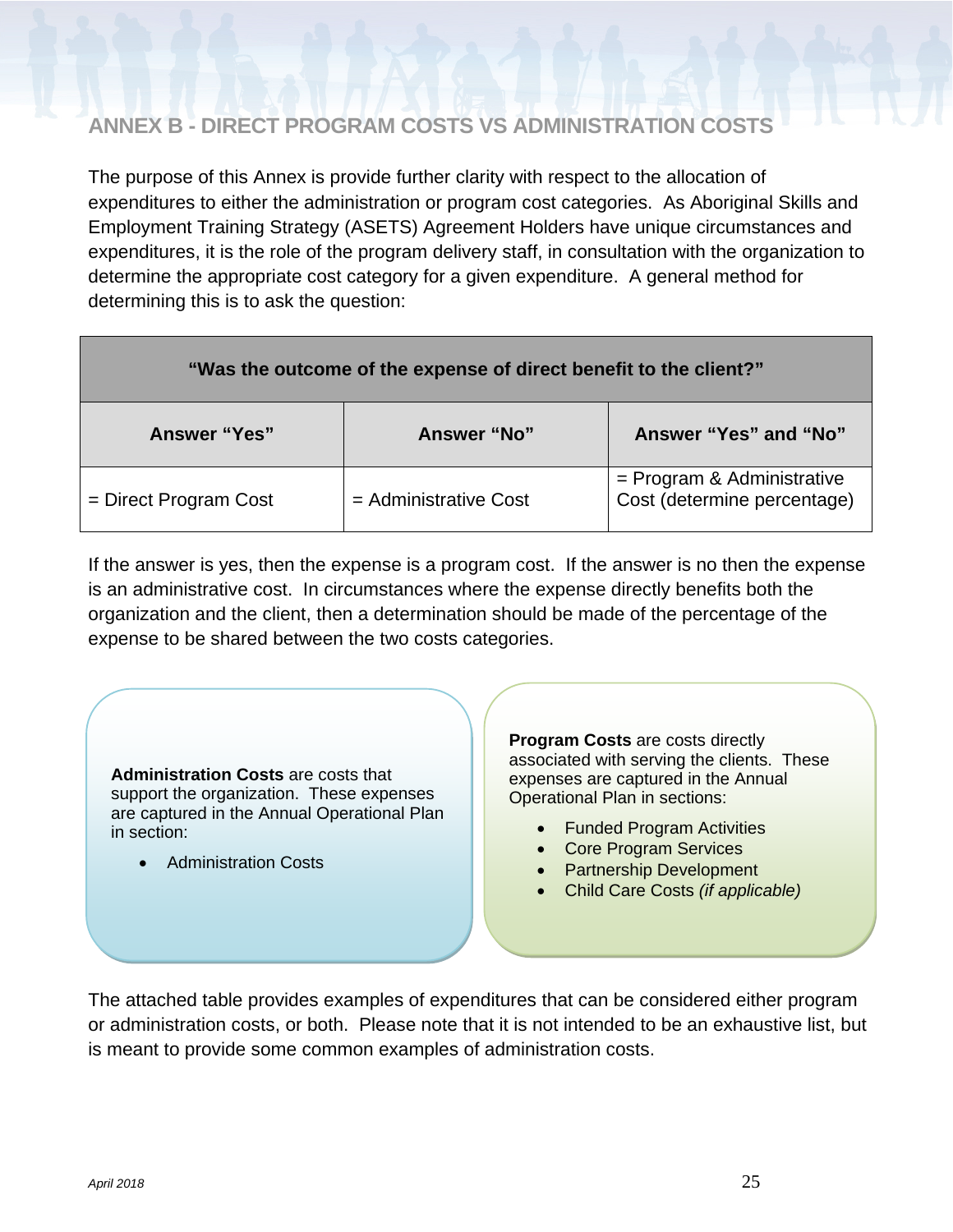## ANNEX B - DIRECT PROGRAM COSTS VS ADMINISTRATION COSTS

The purpose of this Annex is provide further clarity with respect to the allocation of expenditures to either the administration or program cost categories. As Aboriginal Skills and Employment Training Strategy (ASETS) Agreement Holders have unique circumstances and expenditures, it is the role of the program delivery staff, in consultation with the organization to determine the appropriate cost category for a given expenditure. A general method for determining this is to ask the question:

| **"Was the outcome of the expense of direct benefit to the client?"** | | |
|---|---|---|
| **Answer "Yes"** | **Answer "No"** | **Answer "Yes" and "No"** |
| = Direct Program Cost | = Administrative Cost | = Program & Administrative Cost (determine percentage) |

If the answer is yes, then the expense is a program cost. If the answer is no then the expense is an administrative cost. In circumstances where the expense directly benefits both the organization and the client, then a determination should be made of the percentage of the expense to be shared between the two costs categories.

**Administration Costs** are costs that support the organization. These expenses are captured in the Annual Operational Plan in section:

- Administration Costs

**Program Costs** are costs directly associated with serving the clients. These expenses are captured in the Annual Operational Plan in sections:

- Funded Program Activities
- Core Program Services
- Partnership Development
- Child Care Costs *(if applicable)*

The attached table provides examples of expenditures that can be considered either program or administration costs, or both. Please note that it is not intended to be an exhaustive list, but is meant to provide some common examples of administration costs.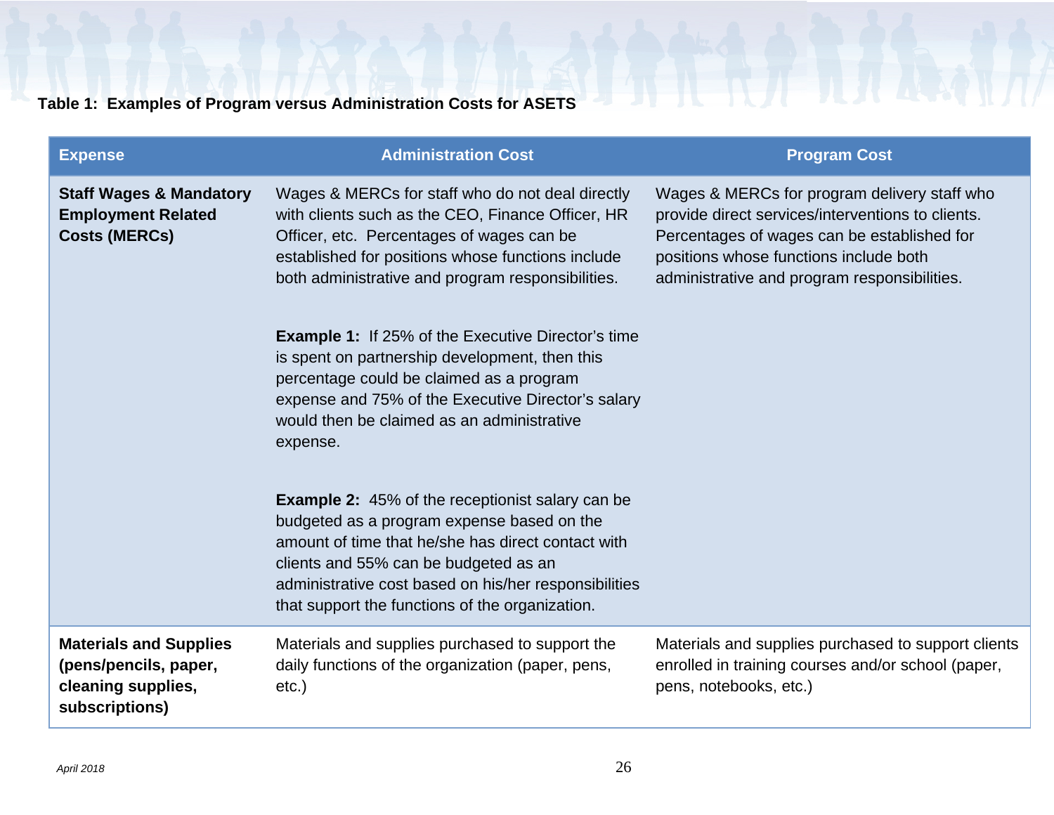**Table 1: Examples of Program versus Administration Costs for ASETS**

| Expense | Administration Cost | Program Cost |
|---|---|---|
| **Staff Wages & Mandatory Employment Related Costs (MERCs)** | Wages & MERCs for staff who do not deal directly with clients such as the CEO, Finance Officer, HR Officer, etc. Percentages of wages can be established for positions whose functions include both administrative and program responsibilities.<br><br>**Example 1:** If 25% of the Executive Director's time is spent on partnership development, then this percentage could be claimed as a program expense and 75% of the Executive Director's salary would then be claimed as an administrative expense.<br><br>**Example 2:** 45% of the receptionist salary can be budgeted as a program expense based on the amount of time that he/she has direct contact with clients and 55% can be budgeted as an administrative cost based on his/her responsibilities that support the functions of the organization. | Wages & MERCs for program delivery staff who provide direct services/interventions to clients. Percentages of wages can be established for positions whose functions include both administrative and program responsibilities. |
| **Materials and Supplies (pens/pencils, paper, cleaning supplies, subscriptions)** | Materials and supplies purchased to support the daily functions of the organization (paper, pens, etc.) | Materials and supplies purchased to support clients enrolled in training courses and/or school (paper, pens, notebooks, etc.) |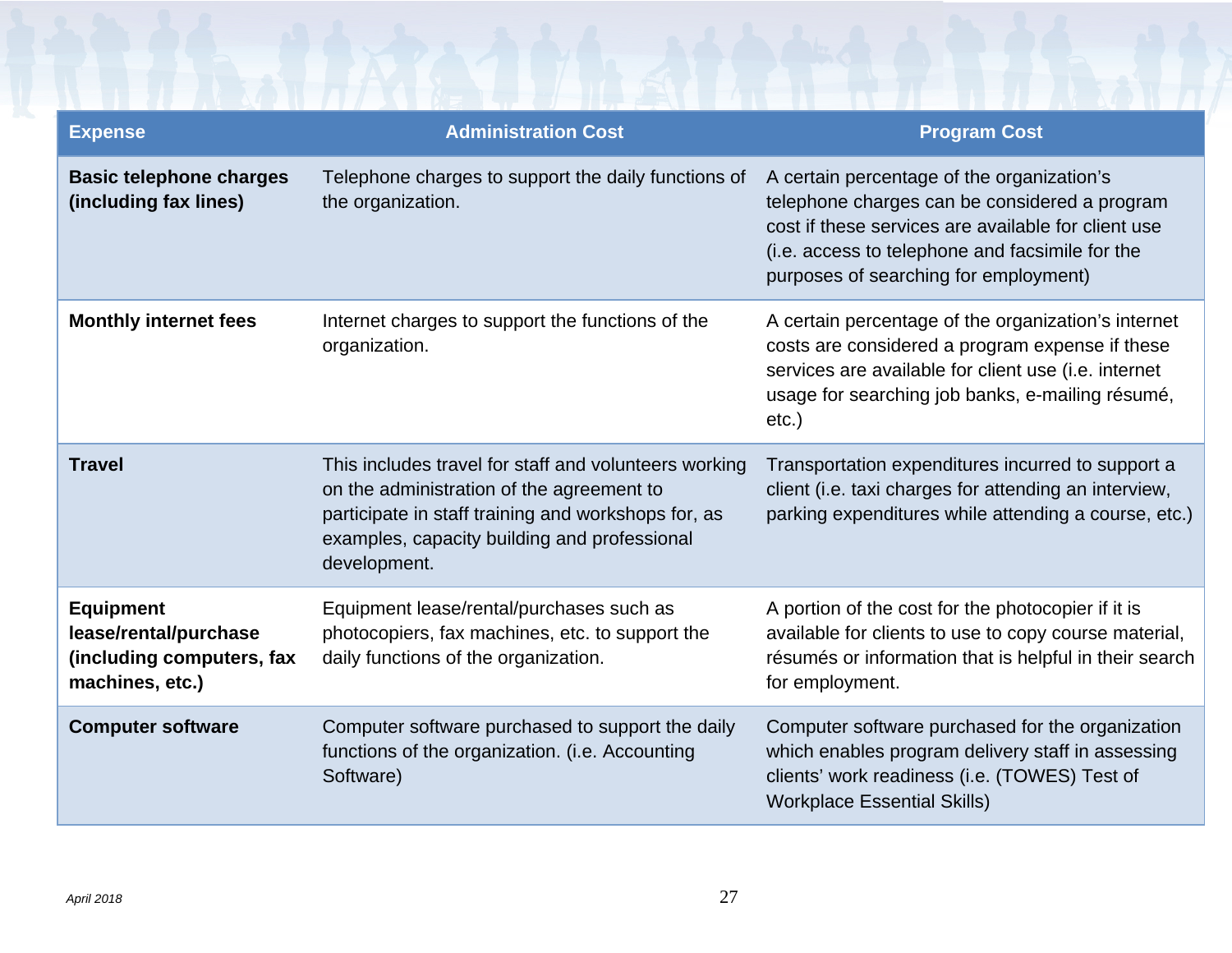| Expense | Administration Cost | Program Cost |
|---|---|---|
| **Basic telephone charges (including fax lines)** | Telephone charges to support the daily functions of the organization. | A certain percentage of the organization's telephone charges can be considered a program cost if these services are available for client use (i.e. access to telephone and facsimile for the purposes of searching for employment) |
| **Monthly internet fees** | Internet charges to support the functions of the organization. | A certain percentage of the organization's internet costs are considered a program expense if these services are available for client use (i.e. internet usage for searching job banks, e-mailing résumé, etc.) |
| **Travel** | This includes travel for staff and volunteers working on the administration of the agreement to participate in staff training and workshops for, as examples, capacity building and professional development. | Transportation expenditures incurred to support a client (i.e. taxi charges for attending an interview, parking expenditures while attending a course, etc.) |
| **Equipment lease/rental/purchase (including computers, fax machines, etc.)** | Equipment lease/rental/purchases such as photocopiers, fax machines, etc. to support the daily functions of the organization. | A portion of the cost for the photocopier if it is available for clients to use to copy course material, résumés or information that is helpful in their search for employment. |
| **Computer software** | Computer software purchased to support the daily functions of the organization. (i.e. Accounting Software) | Computer software purchased for the organization which enables program delivery staff in assessing clients' work readiness (i.e. (TOWES) Test of Workplace Essential Skills) |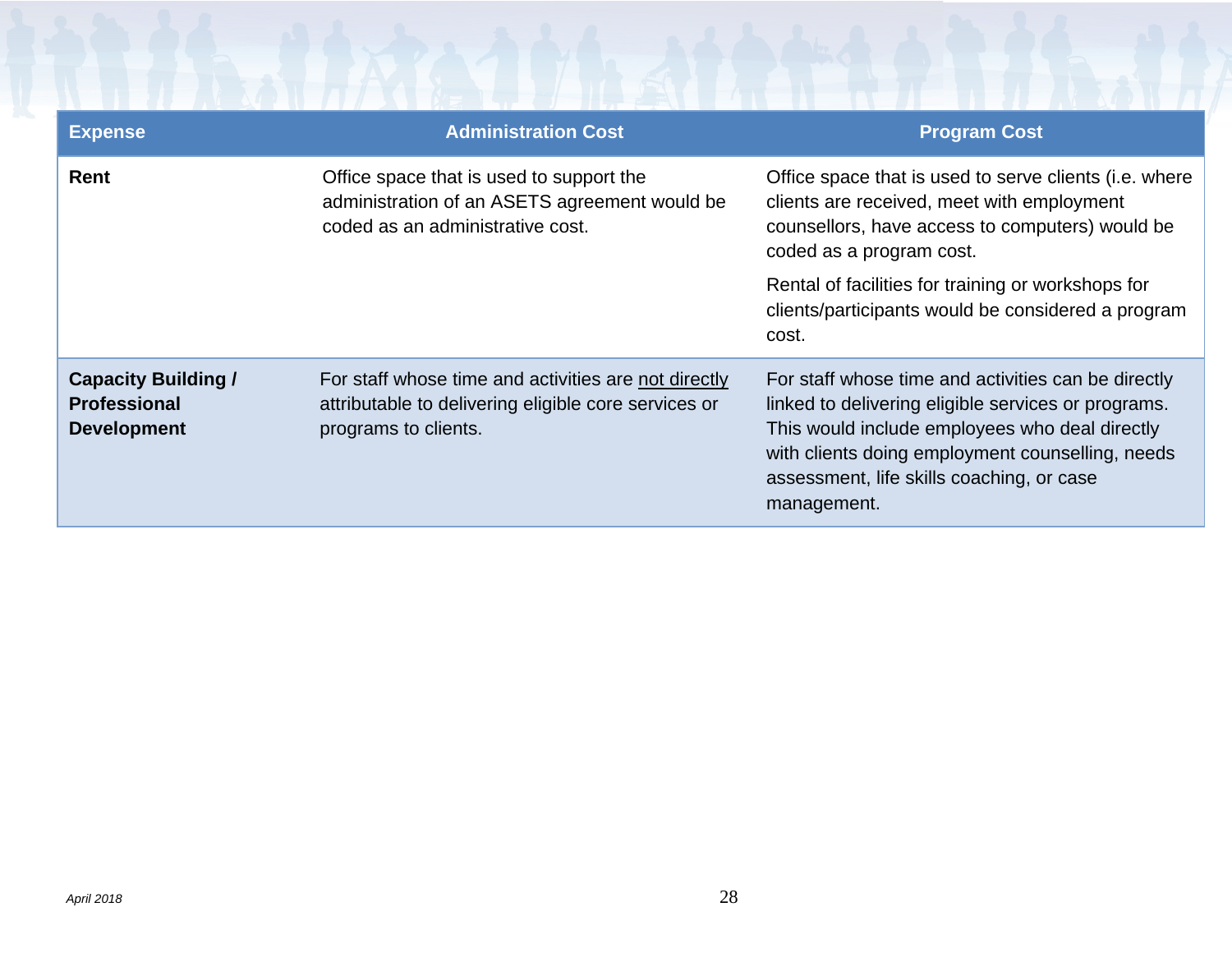| Expense | Administration Cost | Program Cost |
| --- | --- | --- |
| **Rent** | Office space that is used to support the administration of an ASETS agreement would be coded as an administrative cost. | Office space that is used to serve clients (i.e. where clients are received, meet with employment counsellors, have access to computers) would be coded as a program cost.<br><br>Rental of facilities for training or workshops for clients/participants would be considered a program cost. |
| **Capacity Building / Professional Development** | For staff whose time and activities are <u>not directly</u> attributable to delivering eligible core services or programs to clients. | For staff whose time and activities can be directly linked to delivering eligible services or programs. This would include employees who deal directly with clients doing employment counselling, needs assessment, life skills coaching, or case management. |